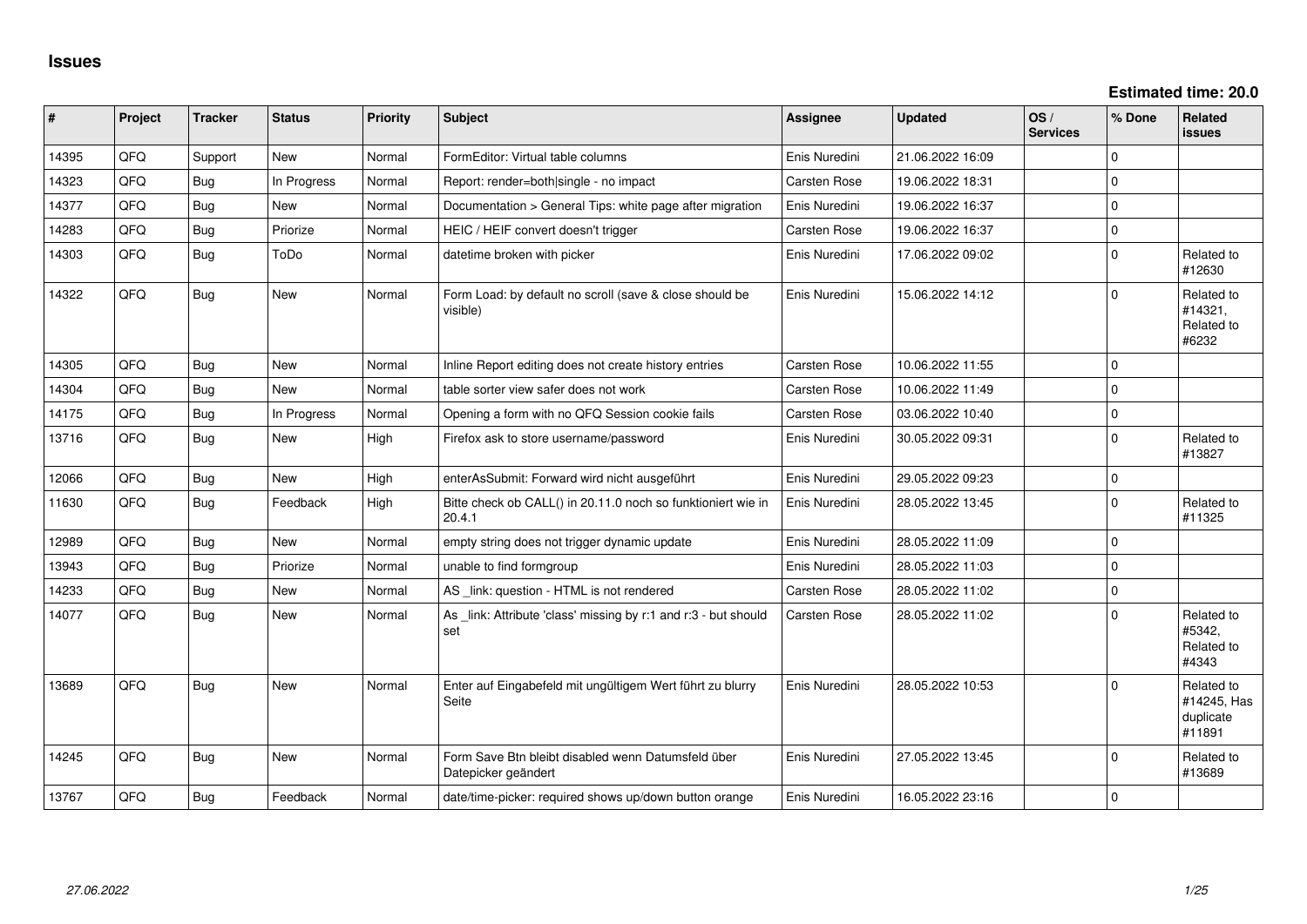# Issues

**Estimated time: 20.0**

| # | Project | Tracker | Status | Priority | Subject | Assignee | Updated | OS / Services | % Done | Related issues |
|---|---|---|---|---|---|---|---|---|---|---|
| 14395 | QFQ | Support | New | Normal | FormEditor: Virtual table columns | Enis Nuredini | 21.06.2022 16:09 | | 0 | |
| 14323 | QFQ | Bug | In Progress | Normal | Report: render=both\|single - no impact | Carsten Rose | 19.06.2022 18:31 | | 0 | |
| 14377 | QFQ | Bug | New | Normal | Documentation > General Tips: white page after migration | Enis Nuredini | 19.06.2022 16:37 | | 0 | |
| 14283 | QFQ | Bug | Priorize | Normal | HEIC / HEIF convert doesn't trigger | Carsten Rose | 19.06.2022 16:37 | | 0 | |
| 14303 | QFQ | Bug | ToDo | Normal | datetime broken with picker | Enis Nuredini | 17.06.2022 09:02 | | 0 | Related to #12630 |
| 14322 | QFQ | Bug | New | Normal | Form Load: by default no scroll (save & close should be visible) | Enis Nuredini | 15.06.2022 14:12 | | 0 | Related to #14321, Related to #6232 |
| 14305 | QFQ | Bug | New | Normal | Inline Report editing does not create history entries | Carsten Rose | 10.06.2022 11:55 | | 0 | |
| 14304 | QFQ | Bug | New | Normal | table sorter view safer does not work | Carsten Rose | 10.06.2022 11:49 | | 0 | |
| 14175 | QFQ | Bug | In Progress | Normal | Opening a form with no QFQ Session cookie fails | Carsten Rose | 03.06.2022 10:40 | | 0 | |
| 13716 | QFQ | Bug | New | High | Firefox ask to store username/password | Enis Nuredini | 30.05.2022 09:31 | | 0 | Related to #13827 |
| 12066 | QFQ | Bug | New | High | enterAsSubmit: Forward wird nicht ausgeführt | Enis Nuredini | 29.05.2022 09:23 | | 0 | |
| 11630 | QFQ | Bug | Feedback | High | Bitte check ob CALL() in 20.11.0 noch so funktioniert wie in 20.4.1 | Enis Nuredini | 28.05.2022 13:45 | | 0 | Related to #11325 |
| 12989 | QFQ | Bug | New | Normal | empty string does not trigger dynamic update | Enis Nuredini | 28.05.2022 11:09 | | 0 | |
| 13943 | QFQ | Bug | Priorize | Normal | unable to find formgroup | Enis Nuredini | 28.05.2022 11:03 | | 0 | |
| 14233 | QFQ | Bug | New | Normal | AS _link: question - HTML is not rendered | Carsten Rose | 28.05.2022 11:02 | | 0 | |
| 14077 | QFQ | Bug | New | Normal | As _link: Attribute 'class' missing by r:1 and r:3 - but should set | Carsten Rose | 28.05.2022 11:02 | | 0 | Related to #5342, Related to #4343 |
| 13689 | QFQ | Bug | New | Normal | Enter auf Eingabefeld mit ungültigem Wert führt zu blurry Seite | Enis Nuredini | 28.05.2022 10:53 | | 0 | Related to #14245, Has duplicate #11891 |
| 14245 | QFQ | Bug | New | Normal | Form Save Btn bleibt disabled wenn Datumsfeld über Datepicker geändert | Enis Nuredini | 27.05.2022 13:45 | | 0 | Related to #13689 |
| 13767 | QFQ | Bug | Feedback | Normal | date/time-picker: required shows up/down button orange | Enis Nuredini | 16.05.2022 23:16 | | 0 | |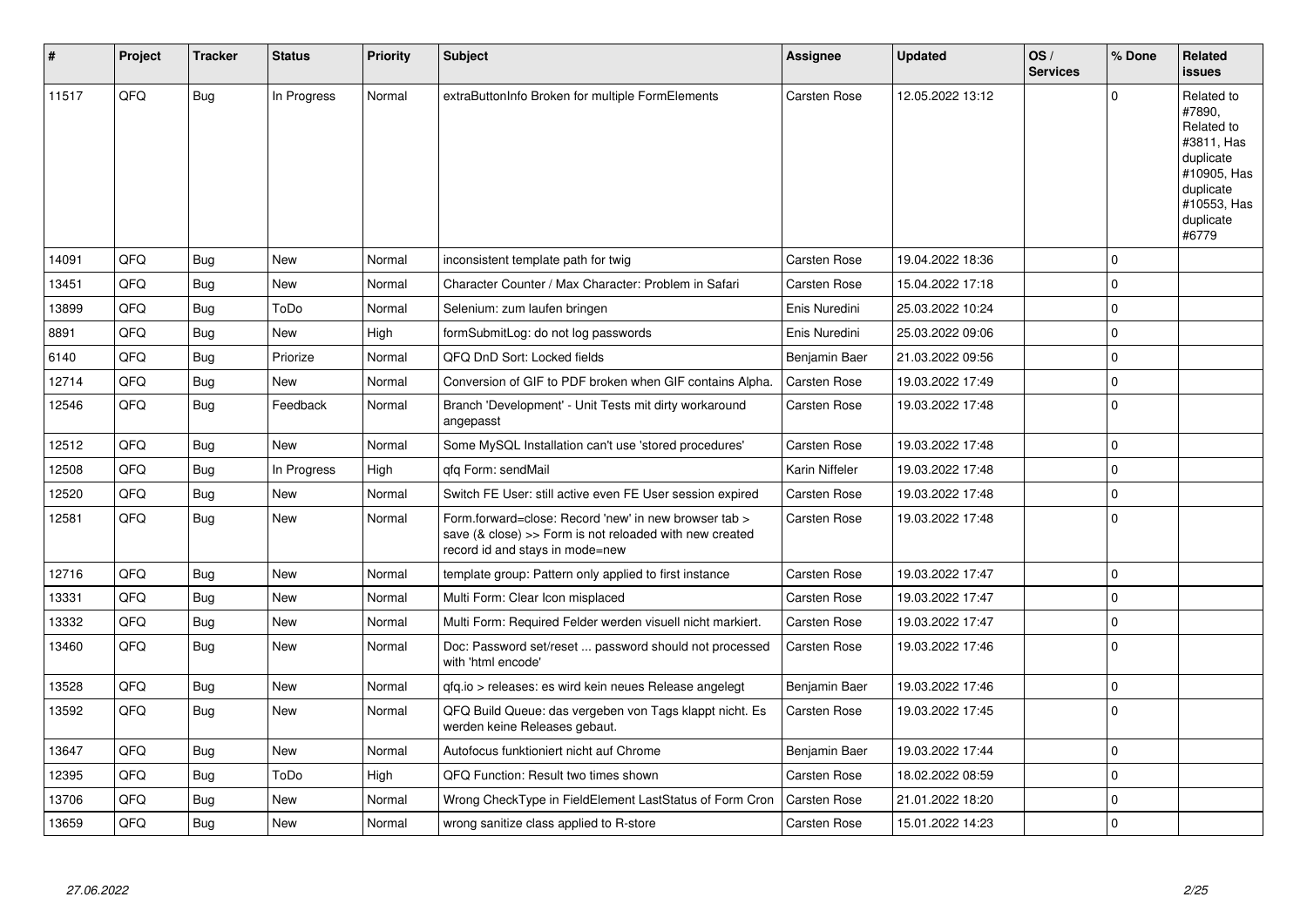| # | Project | Tracker | Status | Priority | Subject | Assignee | Updated | OS / Services | % Done | Related issues |
|---|---|---|---|---|---|---|---|---|---|---|
| 11517 | QFQ | Bug | In Progress | Normal | extraButtonInfo Broken for multiple FormElements | Carsten Rose | 12.05.2022 13:12 | | 0 | Related to #7890, Related to #3811, Has duplicate #10905, Has duplicate #10553, Has duplicate #6779 |
| 14091 | QFQ | Bug | New | Normal | inconsistent template path for twig | Carsten Rose | 19.04.2022 18:36 | | 0 | |
| 13451 | QFQ | Bug | New | Normal | Character Counter / Max Character: Problem in Safari | Carsten Rose | 15.04.2022 17:18 | | 0 | |
| 13899 | QFQ | Bug | ToDo | Normal | Selenium: zum laufen bringen | Enis Nuredini | 25.03.2022 10:24 | | 0 | |
| 8891 | QFQ | Bug | New | High | formSubmitLog: do not log passwords | Enis Nuredini | 25.03.2022 09:06 | | 0 | |
| 6140 | QFQ | Bug | Priorize | Normal | QFQ DnD Sort: Locked fields | Benjamin Baer | 21.03.2022 09:56 | | 0 | |
| 12714 | QFQ | Bug | New | Normal | Conversion of GIF to PDF broken when GIF contains Alpha. | Carsten Rose | 19.03.2022 17:49 | | 0 | |
| 12546 | QFQ | Bug | Feedback | Normal | Branch 'Development' - Unit Tests mit dirty workaround angepasst | Carsten Rose | 19.03.2022 17:48 | | 0 | |
| 12512 | QFQ | Bug | New | Normal | Some MySQL Installation can't use 'stored procedures' | Carsten Rose | 19.03.2022 17:48 | | 0 | |
| 12508 | QFQ | Bug | In Progress | High | qfq Form: sendMail | Karin Niffeler | 19.03.2022 17:48 | | 0 | |
| 12520 | QFQ | Bug | New | Normal | Switch FE User: still active even FE User session expired | Carsten Rose | 19.03.2022 17:48 | | 0 | |
| 12581 | QFQ | Bug | New | Normal | Form.forward=close: Record 'new' in new browser tab > save (& close) >> Form is not reloaded with new created record id and stays in mode=new | Carsten Rose | 19.03.2022 17:48 | | 0 | |
| 12716 | QFQ | Bug | New | Normal | template group: Pattern only applied to first instance | Carsten Rose | 19.03.2022 17:47 | | 0 | |
| 13331 | QFQ | Bug | New | Normal | Multi Form: Clear Icon misplaced | Carsten Rose | 19.03.2022 17:47 | | 0 | |
| 13332 | QFQ | Bug | New | Normal | Multi Form: Required Felder werden visuell nicht markiert. | Carsten Rose | 19.03.2022 17:47 | | 0 | |
| 13460 | QFQ | Bug | New | Normal | Doc: Password set/reset ... password should not processed with 'html encode' | Carsten Rose | 19.03.2022 17:46 | | 0 | |
| 13528 | QFQ | Bug | New | Normal | qfq.io > releases: es wird kein neues Release angelegt | Benjamin Baer | 19.03.2022 17:46 | | 0 | |
| 13592 | QFQ | Bug | New | Normal | QFQ Build Queue: das vergeben von Tags klappt nicht. Es werden keine Releases gebaut. | Carsten Rose | 19.03.2022 17:45 | | 0 | |
| 13647 | QFQ | Bug | New | Normal | Autofocus funktioniert nicht auf Chrome | Benjamin Baer | 19.03.2022 17:44 | | 0 | |
| 12395 | QFQ | Bug | ToDo | High | QFQ Function: Result two times shown | Carsten Rose | 18.02.2022 08:59 | | 0 | |
| 13706 | QFQ | Bug | New | Normal | Wrong CheckType in FieldElement LastStatus of Form Cron | Carsten Rose | 21.01.2022 18:20 | | 0 | |
| 13659 | QFQ | Bug | New | Normal | wrong sanitize class applied to R-store | Carsten Rose | 15.01.2022 14:23 | | 0 | |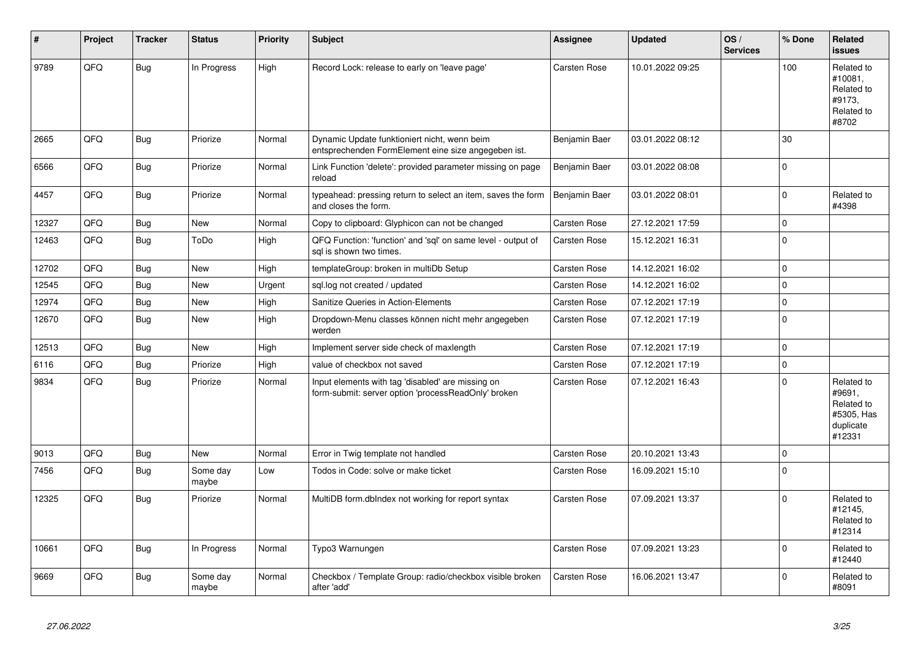| # | Project | Tracker | Status | Priority | Subject | Assignee | Updated | OS / Services | % Done | Related issues |
|---|---|---|---|---|---|---|---|---|---|---|
| 9789 | QFQ | Bug | In Progress | High | Record Lock: release to early on 'leave page' | Carsten Rose | 10.01.2022 09:25 | | 100 | Related to #10081, Related to #9173, Related to #8702 |
| 2665 | QFQ | Bug | Priorize | Normal | Dynamic Update funktioniert nicht, wenn beim entsprechenden FormElement eine size angegeben ist. | Benjamin Baer | 03.01.2022 08:12 | | 30 | |
| 6566 | QFQ | Bug | Priorize | Normal | Link Function 'delete': provided parameter missing on page reload | Benjamin Baer | 03.01.2022 08:08 | | 0 | |
| 4457 | QFQ | Bug | Priorize | Normal | typeahead: pressing return to select an item, saves the form and closes the form. | Benjamin Baer | 03.01.2022 08:01 | | 0 | Related to #4398 |
| 12327 | QFQ | Bug | New | Normal | Copy to clipboard: Glyphicon can not be changed | Carsten Rose | 27.12.2021 17:59 | | 0 | |
| 12463 | QFQ | Bug | ToDo | High | QFQ Function: 'function' and 'sql' on same level - output of sql is shown two times. | Carsten Rose | 15.12.2021 16:31 | | 0 | |
| 12702 | QFQ | Bug | New | High | templateGroup: broken in multiDb Setup | Carsten Rose | 14.12.2021 16:02 | | 0 | |
| 12545 | QFQ | Bug | New | Urgent | sql.log not created / updated | Carsten Rose | 14.12.2021 16:02 | | 0 | |
| 12974 | QFQ | Bug | New | High | Sanitize Queries in Action-Elements | Carsten Rose | 07.12.2021 17:19 | | 0 | |
| 12670 | QFQ | Bug | New | High | Dropdown-Menu classes können nicht mehr angegeben werden | Carsten Rose | 07.12.2021 17:19 | | 0 | |
| 12513 | QFQ | Bug | New | High | Implement server side check of maxlength | Carsten Rose | 07.12.2021 17:19 | | 0 | |
| 6116 | QFQ | Bug | Priorize | High | value of checkbox not saved | Carsten Rose | 07.12.2021 17:19 | | 0 | |
| 9834 | QFQ | Bug | Priorize | Normal | Input elements with tag 'disabled' are missing on form-submit: server option 'processReadOnly' broken | Carsten Rose | 07.12.2021 16:43 | | 0 | Related to #9691, Related to #5305, Has duplicate #12331 |
| 9013 | QFQ | Bug | New | Normal | Error in Twig template not handled | Carsten Rose | 20.10.2021 13:43 | | 0 | |
| 7456 | QFQ | Bug | Some day maybe | Low | Todos in Code: solve or make ticket | Carsten Rose | 16.09.2021 15:10 | | 0 | |
| 12325 | QFQ | Bug | Priorize | Normal | MultiDB form.dbIndex not working for report syntax | Carsten Rose | 07.09.2021 13:37 | | 0 | Related to #12145, Related to #12314 |
| 10661 | QFQ | Bug | In Progress | Normal | Typo3 Warnungen | Carsten Rose | 07.09.2021 13:23 | | 0 | Related to #12440 |
| 9669 | QFQ | Bug | Some day maybe | Normal | Checkbox / Template Group: radio/checkbox visible broken after 'add' | Carsten Rose | 16.06.2021 13:47 | | 0 | Related to #8091 |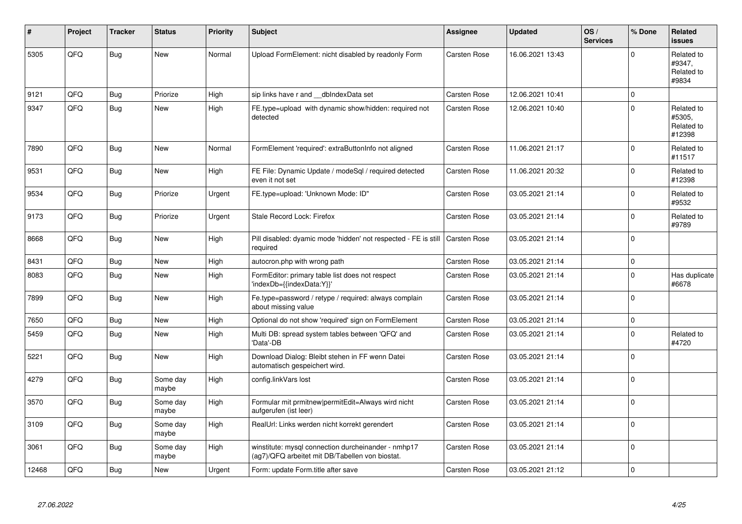| # | Project | Tracker | Status | Priority | Subject | Assignee | Updated | OS / Services | % Done | Related issues |
|---|---|---|---|---|---|---|---|---|---|---|
| 5305 | QFQ | Bug | New | Normal | Upload FormElement: nicht disabled by readonly Form | Carsten Rose | 16.06.2021 13:43 | | 0 | Related to #9347, Related to #9834 |
| 9121 | QFQ | Bug | Priorize | High | sip links have r and __dbIndexData set | Carsten Rose | 12.06.2021 10:41 | | 0 | |
| 9347 | QFQ | Bug | New | High | FE.type=upload with dynamic show/hidden: required not detected | Carsten Rose | 12.06.2021 10:40 | | 0 | Related to #5305, Related to #12398 |
| 7890 | QFQ | Bug | New | Normal | FormElement 'required': extraButtonInfo not aligned | Carsten Rose | 11.06.2021 21:17 | | 0 | Related to #11517 |
| 9531 | QFQ | Bug | New | High | FE File: Dynamic Update / modeSql / required detected even it not set | Carsten Rose | 11.06.2021 20:32 | | 0 | Related to #12398 |
| 9534 | QFQ | Bug | Priorize | Urgent | FE.type=upload: 'Unknown Mode: ID" | Carsten Rose | 03.05.2021 21:14 | | 0 | Related to #9532 |
| 9173 | QFQ | Bug | Priorize | Urgent | Stale Record Lock: Firefox | Carsten Rose | 03.05.2021 21:14 | | 0 | Related to #9789 |
| 8668 | QFQ | Bug | New | High | Pill disabled: dyamic mode 'hidden' not respected - FE is still required | Carsten Rose | 03.05.2021 21:14 | | 0 | |
| 8431 | QFQ | Bug | New | High | autocron.php with wrong path | Carsten Rose | 03.05.2021 21:14 | | 0 | |
| 8083 | QFQ | Bug | New | High | FormEditor: primary table list does not respect 'indexDb={{indexData:Y}}' | Carsten Rose | 03.05.2021 21:14 | | 0 | Has duplicate #6678 |
| 7899 | QFQ | Bug | New | High | Fe.type=password / retype / required: always complain about missing value | Carsten Rose | 03.05.2021 21:14 | | 0 | |
| 7650 | QFQ | Bug | New | High | Optional do not show 'required' sign on FormElement | Carsten Rose | 03.05.2021 21:14 | | 0 | |
| 5459 | QFQ | Bug | New | High | Multi DB: spread system tables between 'QFQ' and 'Data'-DB | Carsten Rose | 03.05.2021 21:14 | | 0 | Related to #4720 |
| 5221 | QFQ | Bug | New | High | Download Dialog: Bleibt stehen in FF wenn Datei automatisch gespeichert wird. | Carsten Rose | 03.05.2021 21:14 | | 0 | |
| 4279 | QFQ | Bug | Some day maybe | High | config.linkVars lost | Carsten Rose | 03.05.2021 21:14 | | 0 | |
| 3570 | QFQ | Bug | Some day maybe | High | Formular mit prmitnew\|permitEdit=Always wird nicht aufgerufen (ist leer) | Carsten Rose | 03.05.2021 21:14 | | 0 | |
| 3109 | QFQ | Bug | Some day maybe | High | RealUrl: Links werden nicht korrekt gerendert | Carsten Rose | 03.05.2021 21:14 | | 0 | |
| 3061 | QFQ | Bug | Some day maybe | High | winstitute: mysql connection durcheinander - nmhp17 (ag7)/QFQ arbeitet mit DB/Tabellen von biostat. | Carsten Rose | 03.05.2021 21:14 | | 0 | |
| 12468 | QFQ | Bug | New | Urgent | Form: update Form.title after save | Carsten Rose | 03.05.2021 21:12 | | 0 | |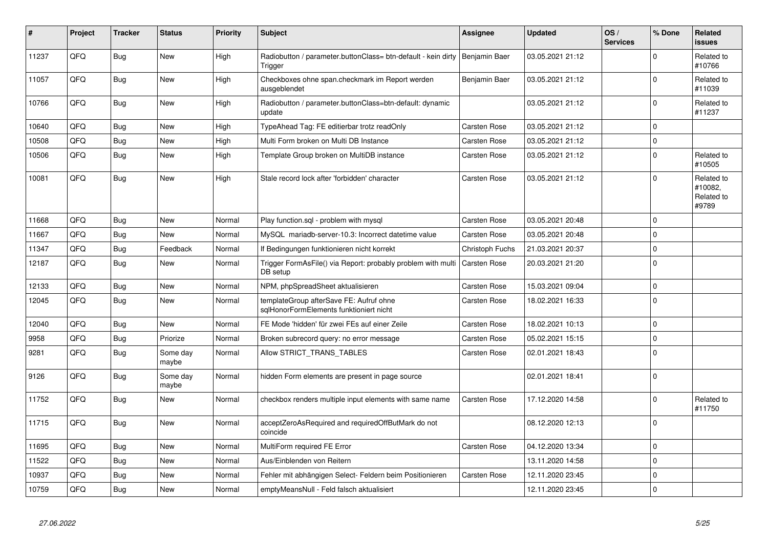| # | Project | Tracker | Status | Priority | Subject | Assignee | Updated | OS / Services | % Done | Related issues |
|---|---|---|---|---|---|---|---|---|---|---|
| 11237 | QFQ | Bug | New | High | Radiobutton / parameter.buttonClass= btn-default - kein dirty Trigger | Benjamin Baer | 03.05.2021 21:12 | | 0 | Related to #10766 |
| 11057 | QFQ | Bug | New | High | Checkboxes ohne span.checkmark im Report werden ausgeblendet | Benjamin Baer | 03.05.2021 21:12 | | 0 | Related to #11039 |
| 10766 | QFQ | Bug | New | High | Radiobutton / parameter.buttonClass=btn-default: dynamic update | | 03.05.2021 21:12 | | 0 | Related to #11237 |
| 10640 | QFQ | Bug | New | High | TypeAhead Tag: FE editierbar trotz readOnly | Carsten Rose | 03.05.2021 21:12 | | 0 | |
| 10508 | QFQ | Bug | New | High | Multi Form broken on Multi DB Instance | Carsten Rose | 03.05.2021 21:12 | | 0 | |
| 10506 | QFQ | Bug | New | High | Template Group broken on MultiDB instance | Carsten Rose | 03.05.2021 21:12 | | 0 | Related to #10505 |
| 10081 | QFQ | Bug | New | High | Stale record lock after 'forbidden' character | Carsten Rose | 03.05.2021 21:12 | | 0 | Related to #10082, Related to #9789 |
| 11668 | QFQ | Bug | New | Normal | Play function.sql - problem with mysql | Carsten Rose | 03.05.2021 20:48 | | 0 | |
| 11667 | QFQ | Bug | New | Normal | MySQL mariadb-server-10.3: Incorrect datetime value | Carsten Rose | 03.05.2021 20:48 | | 0 | |
| 11347 | QFQ | Bug | Feedback | Normal | If Bedingungen funktionieren nicht korrekt | Christoph Fuchs | 21.03.2021 20:37 | | 0 | |
| 12187 | QFQ | Bug | New | Normal | Trigger FormAsFile() via Report: probably problem with multi DB setup | Carsten Rose | 20.03.2021 21:20 | | 0 | |
| 12133 | QFQ | Bug | New | Normal | NPM, phpSpreadSheet aktualisieren | Carsten Rose | 15.03.2021 09:04 | | 0 | |
| 12045 | QFQ | Bug | New | Normal | templateGroup afterSave FE: Aufruf ohne sqlHonorFormElements funktioniert nicht | Carsten Rose | 18.02.2021 16:33 | | 0 | |
| 12040 | QFQ | Bug | New | Normal | FE Mode 'hidden' für zwei FEs auf einer Zeile | Carsten Rose | 18.02.2021 10:13 | | 0 | |
| 9958 | QFQ | Bug | Priorize | Normal | Broken subrecord query: no error message | Carsten Rose | 05.02.2021 15:15 | | 0 | |
| 9281 | QFQ | Bug | Some day maybe | Normal | Allow STRICT_TRANS_TABLES | Carsten Rose | 02.01.2021 18:43 | | 0 | |
| 9126 | QFQ | Bug | Some day maybe | Normal | hidden Form elements are present in page source | | 02.01.2021 18:41 | | 0 | |
| 11752 | QFQ | Bug | New | Normal | checkbox renders multiple input elements with same name | Carsten Rose | 17.12.2020 14:58 | | 0 | Related to #11750 |
| 11715 | QFQ | Bug | New | Normal | acceptZeroAsRequired and requiredOffButMark do not coincide | | 08.12.2020 12:13 | | 0 | |
| 11695 | QFQ | Bug | New | Normal | MultiForm required FE Error | Carsten Rose | 04.12.2020 13:34 | | 0 | |
| 11522 | QFQ | Bug | New | Normal | Aus/Einblenden von Reitern | | 13.11.2020 14:58 | | 0 | |
| 10937 | QFQ | Bug | New | Normal | Fehler mit abhängigen Select- Feldern beim Positionieren | Carsten Rose | 12.11.2020 23:45 | | 0 | |
| 10759 | QFQ | Bug | New | Normal | emptyMeansNull - Feld falsch aktualisiert | | 12.11.2020 23:45 | | 0 | |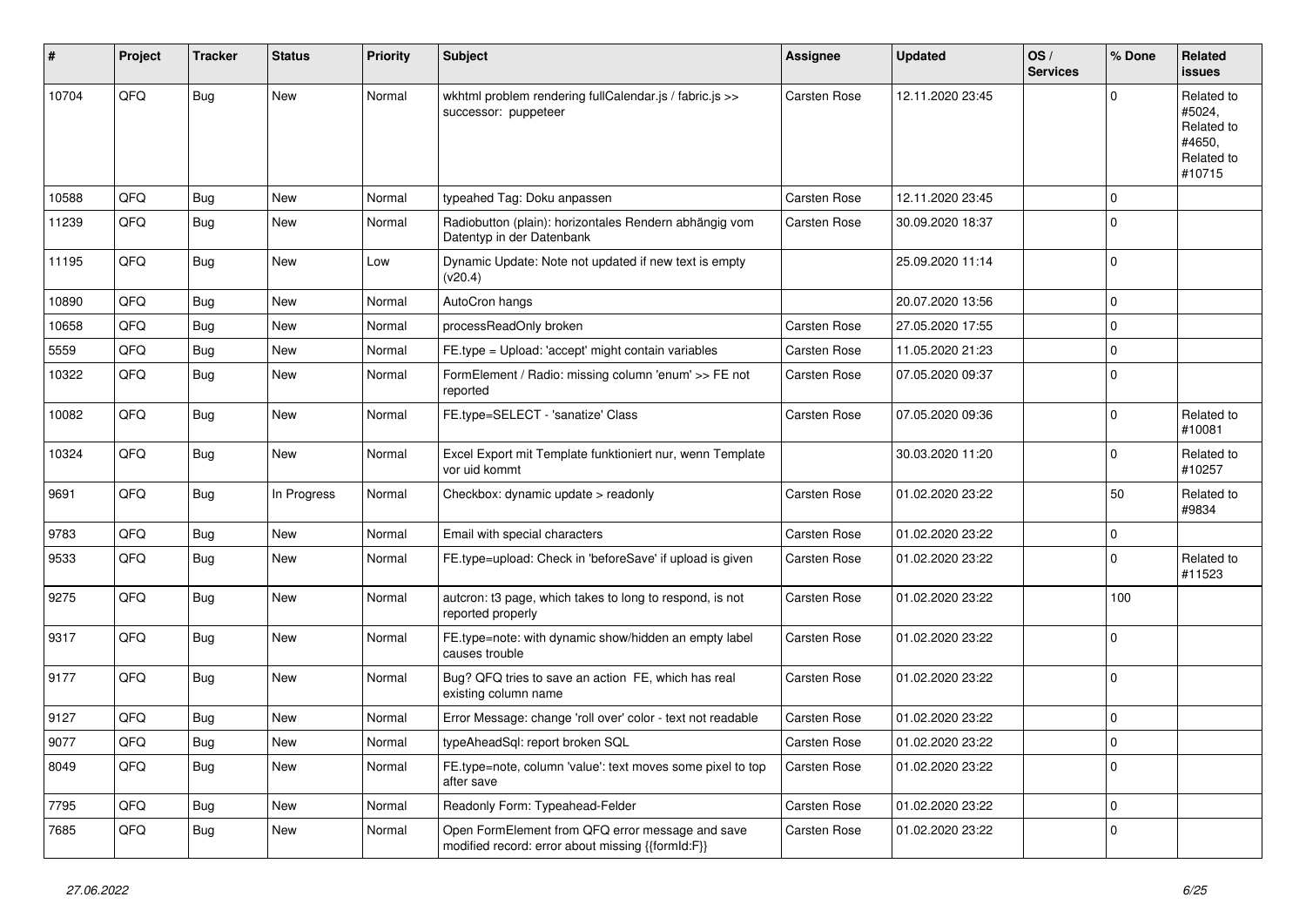| # | Project | Tracker | Status | Priority | Subject | Assignee | Updated | OS / Services | % Done | Related issues |
|---|---|---|---|---|---|---|---|---|---|---|
| 10704 | QFQ | Bug | New | Normal | wkhtml problem rendering fullCalendar.js / fabric.js >> successor: puppeteer | Carsten Rose | 12.11.2020 23:45 | | 0 | Related to #5024, Related to #4650, Related to #10715 |
| 10588 | QFQ | Bug | New | Normal | typeahed Tag: Doku anpassen | Carsten Rose | 12.11.2020 23:45 | | 0 | |
| 11239 | QFQ | Bug | New | Normal | Radiobutton (plain): horizontales Rendern abhängig vom Datentyp in der Datenbank | Carsten Rose | 30.09.2020 18:37 | | 0 | |
| 11195 | QFQ | Bug | New | Low | Dynamic Update: Note not updated if new text is empty (v20.4) | | 25.09.2020 11:14 | | 0 | |
| 10890 | QFQ | Bug | New | Normal | AutoCron hangs | | 20.07.2020 13:56 | | 0 | |
| 10658 | QFQ | Bug | New | Normal | processReadOnly broken | Carsten Rose | 27.05.2020 17:55 | | 0 | |
| 5559 | QFQ | Bug | New | Normal | FE.type = Upload: 'accept' might contain variables | Carsten Rose | 11.05.2020 21:23 | | 0 | |
| 10322 | QFQ | Bug | New | Normal | FormElement / Radio: missing column 'enum' >> FE not reported | Carsten Rose | 07.05.2020 09:37 | | 0 | |
| 10082 | QFQ | Bug | New | Normal | FE.type=SELECT - 'sanatize' Class | Carsten Rose | 07.05.2020 09:36 | | 0 | Related to #10081 |
| 10324 | QFQ | Bug | New | Normal | Excel Export mit Template funktioniert nur, wenn Template vor uid kommt | | 30.03.2020 11:20 | | 0 | Related to #10257 |
| 9691 | QFQ | Bug | In Progress | Normal | Checkbox: dynamic update > readonly | Carsten Rose | 01.02.2020 23:22 | | 50 | Related to #9834 |
| 9783 | QFQ | Bug | New | Normal | Email with special characters | Carsten Rose | 01.02.2020 23:22 | | 0 | |
| 9533 | QFQ | Bug | New | Normal | FE.type=upload: Check in 'beforeSave' if upload is given | Carsten Rose | 01.02.2020 23:22 | | 0 | Related to #11523 |
| 9275 | QFQ | Bug | New | Normal | autcron: t3 page, which takes to long to respond, is not reported properly | Carsten Rose | 01.02.2020 23:22 | | 100 | |
| 9317 | QFQ | Bug | New | Normal | FE.type=note: with dynamic show/hidden an empty label causes trouble | Carsten Rose | 01.02.2020 23:22 | | 0 | |
| 9177 | QFQ | Bug | New | Normal | Bug? QFQ tries to save an action FE, which has real existing column name | Carsten Rose | 01.02.2020 23:22 | | 0 | |
| 9127 | QFQ | Bug | New | Normal | Error Message: change 'roll over' color - text not readable | Carsten Rose | 01.02.2020 23:22 | | 0 | |
| 9077 | QFQ | Bug | New | Normal | typeAheadSql: report broken SQL | Carsten Rose | 01.02.2020 23:22 | | 0 | |
| 8049 | QFQ | Bug | New | Normal | FE.type=note, column 'value': text moves some pixel to top after save | Carsten Rose | 01.02.2020 23:22 | | 0 | |
| 7795 | QFQ | Bug | New | Normal | Readonly Form: Typeahead-Felder | Carsten Rose | 01.02.2020 23:22 | | 0 | |
| 7685 | QFQ | Bug | New | Normal | Open FormElement from QFQ error message and save modified record: error about missing {{formId:F}} | Carsten Rose | 01.02.2020 23:22 | | 0 | |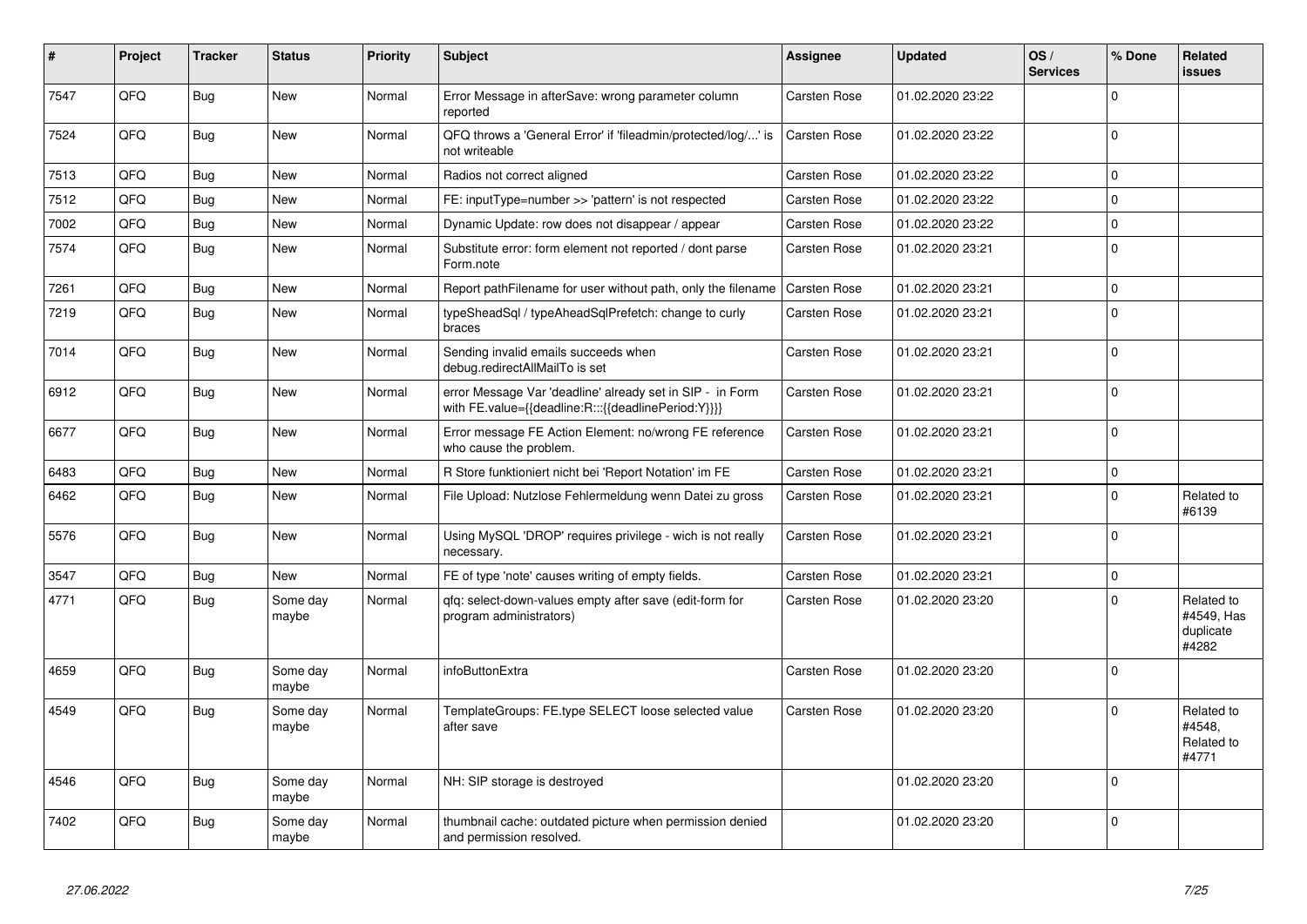| # | Project | Tracker | Status | Priority | Subject | Assignee | Updated | OS / Services | % Done | Related issues |
|---|---|---|---|---|---|---|---|---|---|---|
| 7547 | QFQ | Bug | New | Normal | Error Message in afterSave: wrong parameter column reported | Carsten Rose | 01.02.2020 23:22 | | 0 | |
| 7524 | QFQ | Bug | New | Normal | QFQ throws a 'General Error' if 'fileadmin/protected/log/...' is not writeable | Carsten Rose | 01.02.2020 23:22 | | 0 | |
| 7513 | QFQ | Bug | New | Normal | Radios not correct aligned | Carsten Rose | 01.02.2020 23:22 | | 0 | |
| 7512 | QFQ | Bug | New | Normal | FE: inputType=number >> 'pattern' is not respected | Carsten Rose | 01.02.2020 23:22 | | 0 | |
| 7002 | QFQ | Bug | New | Normal | Dynamic Update: row does not disappear / appear | Carsten Rose | 01.02.2020 23:22 | | 0 | |
| 7574 | QFQ | Bug | New | Normal | Substitute error: form element not reported / dont parse Form.note | Carsten Rose | 01.02.2020 23:21 | | 0 | |
| 7261 | QFQ | Bug | New | Normal | Report pathFilename for user without path, only the filename | Carsten Rose | 01.02.2020 23:21 | | 0 | |
| 7219 | QFQ | Bug | New | Normal | typeSheadSql / typeAheadSqlPrefetch: change to curly braces | Carsten Rose | 01.02.2020 23:21 | | 0 | |
| 7014 | QFQ | Bug | New | Normal | Sending invalid emails succeeds when debug.redirectAllMailTo is set | Carsten Rose | 01.02.2020 23:21 | | 0 | |
| 6912 | QFQ | Bug | New | Normal | error Message Var 'deadline' already set in SIP - in Form with FE.value={{deadline:R:::{{deadlinePeriod:Y}}}} | Carsten Rose | 01.02.2020 23:21 | | 0 | |
| 6677 | QFQ | Bug | New | Normal | Error message FE Action Element: no/wrong FE reference who cause the problem. | Carsten Rose | 01.02.2020 23:21 | | 0 | |
| 6483 | QFQ | Bug | New | Normal | R Store funktioniert nicht bei 'Report Notation' im FE | Carsten Rose | 01.02.2020 23:21 | | 0 | |
| 6462 | QFQ | Bug | New | Normal | File Upload: Nutzlose Fehlermeldung wenn Datei zu gross | Carsten Rose | 01.02.2020 23:21 | | 0 | Related to #6139 |
| 5576 | QFQ | Bug | New | Normal | Using MySQL 'DROP' requires privilege - wich is not really necessary. | Carsten Rose | 01.02.2020 23:21 | | 0 | |
| 3547 | QFQ | Bug | New | Normal | FE of type 'note' causes writing of empty fields. | Carsten Rose | 01.02.2020 23:21 | | 0 | |
| 4771 | QFQ | Bug | Some day maybe | Normal | qfq: select-down-values empty after save (edit-form for program administrators) | Carsten Rose | 01.02.2020 23:20 | | 0 | Related to #4549, Has duplicate #4282 |
| 4659 | QFQ | Bug | Some day maybe | Normal | infoButtonExtra | Carsten Rose | 01.02.2020 23:20 | | 0 | |
| 4549 | QFQ | Bug | Some day maybe | Normal | TemplateGroups: FE.type SELECT loose selected value after save | Carsten Rose | 01.02.2020 23:20 | | 0 | Related to #4548, Related to #4771 |
| 4546 | QFQ | Bug | Some day maybe | Normal | NH: SIP storage is destroyed | | 01.02.2020 23:20 | | 0 | |
| 7402 | QFQ | Bug | Some day maybe | Normal | thumbnail cache: outdated picture when permission denied and permission resolved. | | 01.02.2020 23:20 | | 0 | |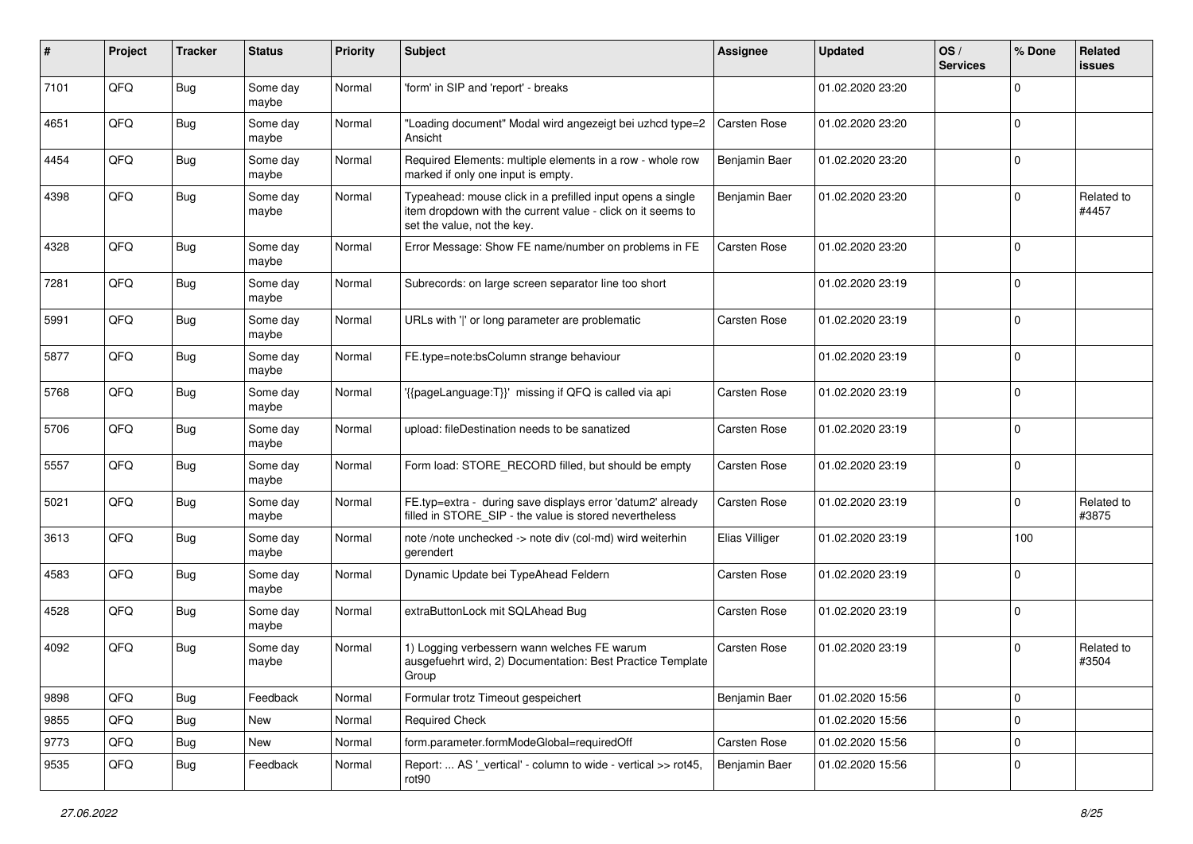| # | Project | Tracker | Status | Priority | Subject | Assignee | Updated | OS / Services | % Done | Related issues |
|---|---|---|---|---|---|---|---|---|---|---|
| 7101 | QFQ | Bug | Some day maybe | Normal | 'form' in SIP and 'report' - breaks | | 01.02.2020 23:20 | | 0 | |
| 4651 | QFQ | Bug | Some day maybe | Normal | "Loading document" Modal wird angezeigt bei uzhcd type=2 Ansicht | Carsten Rose | 01.02.2020 23:20 | | 0 | |
| 4454 | QFQ | Bug | Some day maybe | Normal | Required Elements: multiple elements in a row - whole row marked if only one input is empty. | Benjamin Baer | 01.02.2020 23:20 | | 0 | |
| 4398 | QFQ | Bug | Some day maybe | Normal | Typeahead: mouse click in a prefilled input opens a single item dropdown with the current value - click on it seems to set the value, not the key. | Benjamin Baer | 01.02.2020 23:20 | | 0 | Related to #4457 |
| 4328 | QFQ | Bug | Some day maybe | Normal | Error Message: Show FE name/number on problems in FE | Carsten Rose | 01.02.2020 23:20 | | 0 | |
| 7281 | QFQ | Bug | Some day maybe | Normal | Subrecords: on large screen separator line too short | | 01.02.2020 23:19 | | 0 | |
| 5991 | QFQ | Bug | Some day maybe | Normal | URLs with '\|' or long parameter are problematic | Carsten Rose | 01.02.2020 23:19 | | 0 | |
| 5877 | QFQ | Bug | Some day maybe | Normal | FE.type=note:bsColumn strange behaviour | | 01.02.2020 23:19 | | 0 | |
| 5768 | QFQ | Bug | Some day maybe | Normal | '{{pageLanguage:T}}' missing if QFQ is called via api | Carsten Rose | 01.02.2020 23:19 | | 0 | |
| 5706 | QFQ | Bug | Some day maybe | Normal | upload: fileDestination needs to be sanatized | Carsten Rose | 01.02.2020 23:19 | | 0 | |
| 5557 | QFQ | Bug | Some day maybe | Normal | Form load: STORE_RECORD filled, but should be empty | Carsten Rose | 01.02.2020 23:19 | | 0 | |
| 5021 | QFQ | Bug | Some day maybe | Normal | FE.typ=extra - during save displays error 'datum2' already filled in STORE_SIP - the value is stored nevertheless | Carsten Rose | 01.02.2020 23:19 | | 0 | Related to #3875 |
| 3613 | QFQ | Bug | Some day maybe | Normal | note /note unchecked -> note div (col-md) wird weiterhin gerendert | Elias Villiger | 01.02.2020 23:19 | | 100 | |
| 4583 | QFQ | Bug | Some day maybe | Normal | Dynamic Update bei TypeAhead Feldern | Carsten Rose | 01.02.2020 23:19 | | 0 | |
| 4528 | QFQ | Bug | Some day maybe | Normal | extraButtonLock mit SQLAhead Bug | Carsten Rose | 01.02.2020 23:19 | | 0 | |
| 4092 | QFQ | Bug | Some day maybe | Normal | 1) Logging verbessern wann welches FE warum ausgefuehrt wird, 2) Documentation: Best Practice Template Group | Carsten Rose | 01.02.2020 23:19 | | 0 | Related to #3504 |
| 9898 | QFQ | Bug | Feedback | Normal | Formular trotz Timeout gespeichert | Benjamin Baer | 01.02.2020 15:56 | | 0 | |
| 9855 | QFQ | Bug | New | Normal | Required Check | | 01.02.2020 15:56 | | 0 | |
| 9773 | QFQ | Bug | New | Normal | form.parameter.formModeGlobal=requiredOff | Carsten Rose | 01.02.2020 15:56 | | 0 | |
| 9535 | QFQ | Bug | Feedback | Normal | Report: ... AS '_vertical' - column to wide - vertical >> rot45, rot90 | Benjamin Baer | 01.02.2020 15:56 | | 0 | |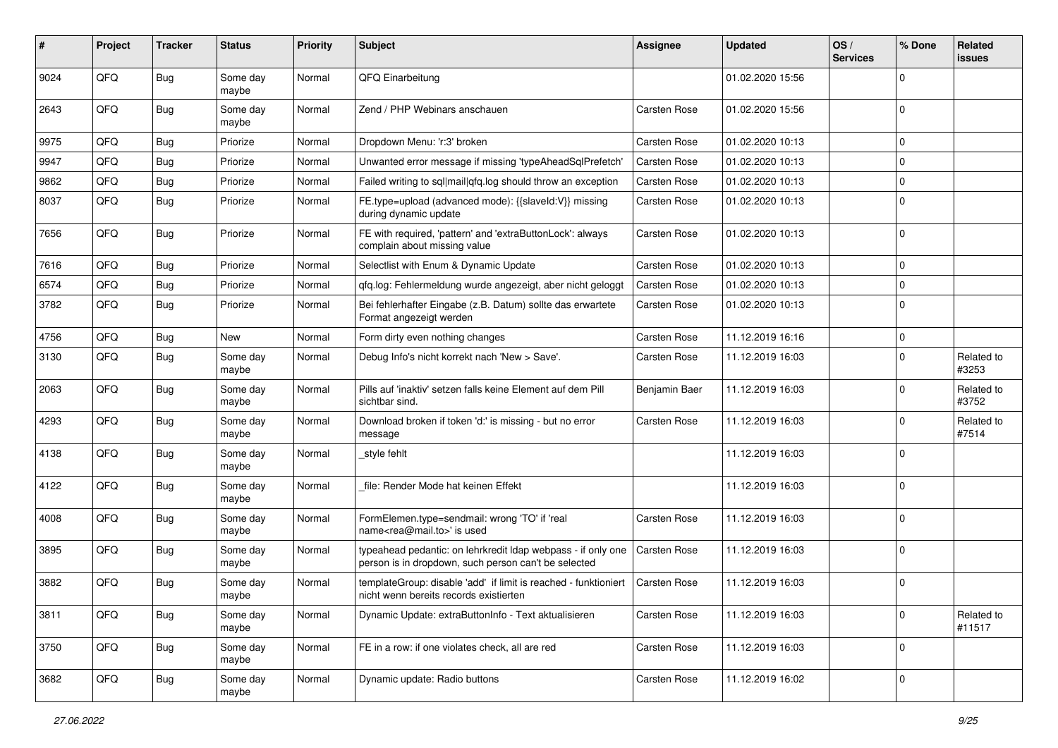| # | Project | Tracker | Status | Priority | Subject | Assignee | Updated | OS / Services | % Done | Related issues |
|---|---|---|---|---|---|---|---|---|---|---|
| 9024 | QFQ | Bug | Some day maybe | Normal | QFQ Einarbeitung | | 01.02.2020 15:56 | | 0 | |
| 2643 | QFQ | Bug | Some day maybe | Normal | Zend / PHP Webinars anschauen | Carsten Rose | 01.02.2020 15:56 | | 0 | |
| 9975 | QFQ | Bug | Priorize | Normal | Dropdown Menu: 'r:3' broken | Carsten Rose | 01.02.2020 10:13 | | 0 | |
| 9947 | QFQ | Bug | Priorize | Normal | Unwanted error message if missing 'typeAheadSqlPrefetch' | Carsten Rose | 01.02.2020 10:13 | | 0 | |
| 9862 | QFQ | Bug | Priorize | Normal | Failed writing to sql\|mail\|qfq.log should throw an exception | Carsten Rose | 01.02.2020 10:13 | | 0 | |
| 8037 | QFQ | Bug | Priorize | Normal | FE.type=upload (advanced mode): {{slaveId:V}} missing during dynamic update | Carsten Rose | 01.02.2020 10:13 | | 0 | |
| 7656 | QFQ | Bug | Priorize | Normal | FE with required, 'pattern' and 'extraButtonLock': always complain about missing value | Carsten Rose | 01.02.2020 10:13 | | 0 | |
| 7616 | QFQ | Bug | Priorize | Normal | Selectlist with Enum & Dynamic Update | Carsten Rose | 01.02.2020 10:13 | | 0 | |
| 6574 | QFQ | Bug | Priorize | Normal | qfq.log: Fehlermeldung wurde angezeigt, aber nicht geloggt | Carsten Rose | 01.02.2020 10:13 | | 0 | |
| 3782 | QFQ | Bug | Priorize | Normal | Bei fehlerhafter Eingabe (z.B. Datum) sollte das erwartete Format angezeigt werden | Carsten Rose | 01.02.2020 10:13 | | 0 | |
| 4756 | QFQ | Bug | New | Normal | Form dirty even nothing changes | Carsten Rose | 11.12.2019 16:16 | | 0 | |
| 3130 | QFQ | Bug | Some day maybe | Normal | Debug Info's nicht korrekt nach 'New > Save'. | Carsten Rose | 11.12.2019 16:03 | | 0 | Related to #3253 |
| 2063 | QFQ | Bug | Some day maybe | Normal | Pills auf 'inaktiv' setzen falls keine Element auf dem Pill sichtbar sind. | Benjamin Baer | 11.12.2019 16:03 | | 0 | Related to #3752 |
| 4293 | QFQ | Bug | Some day maybe | Normal | Download broken if token 'd:' is missing - but no error message | Carsten Rose | 11.12.2019 16:03 | | 0 | Related to #7514 |
| 4138 | QFQ | Bug | Some day maybe | Normal | _style fehlt | | 11.12.2019 16:03 | | 0 | |
| 4122 | QFQ | Bug | Some day maybe | Normal | _file: Render Mode hat keinen Effekt | | 11.12.2019 16:03 | | 0 | |
| 4008 | QFQ | Bug | Some day maybe | Normal | FormElemen.type=sendmail: wrong 'TO' if 'real name<rea@mail.to>' is used | Carsten Rose | 11.12.2019 16:03 | | 0 | |
| 3895 | QFQ | Bug | Some day maybe | Normal | typeahead pedantic: on lehrkredit ldap webpass - if only one person is in dropdown, such person can't be selected | Carsten Rose | 11.12.2019 16:03 | | 0 | |
| 3882 | QFQ | Bug | Some day maybe | Normal | templateGroup: disable 'add' if limit is reached - funktioniert nicht wenn bereits records existierten | Carsten Rose | 11.12.2019 16:03 | | 0 | |
| 3811 | QFQ | Bug | Some day maybe | Normal | Dynamic Update: extraButtonInfo - Text aktualisieren | Carsten Rose | 11.12.2019 16:03 | | 0 | Related to #11517 |
| 3750 | QFQ | Bug | Some day maybe | Normal | FE in a row: if one violates check, all are red | Carsten Rose | 11.12.2019 16:03 | | 0 | |
| 3682 | QFQ | Bug | Some day maybe | Normal | Dynamic update: Radio buttons | Carsten Rose | 11.12.2019 16:02 | | 0 | |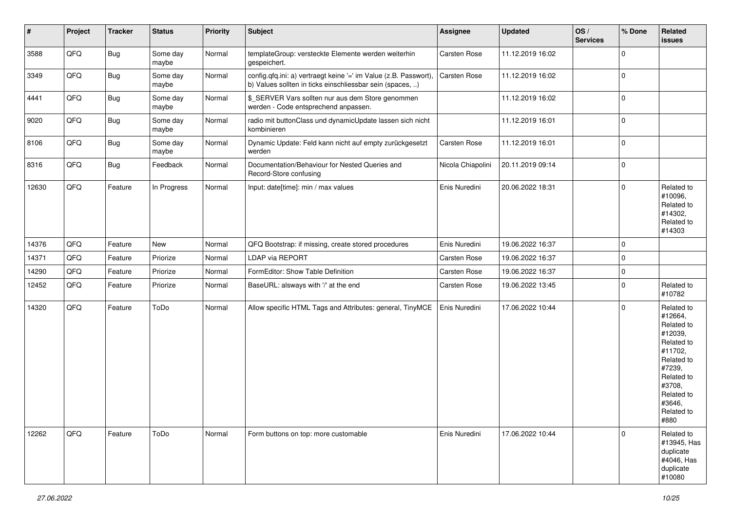| # | Project | Tracker | Status | Priority | Subject | Assignee | Updated | OS / Services | % Done | Related issues |
|---|---|---|---|---|---|---|---|---|---|---|
| 3588 | QFQ | Bug | Some day maybe | Normal | templateGroup: versteckte Elemente werden weiterhin gespeichert. | Carsten Rose | 11.12.2019 16:02 | | 0 | |
| 3349 | QFQ | Bug | Some day maybe | Normal | config.qfq.ini: a) vertraegt keine '=' im Value (z.B. Passwort), b) Values sollten in ticks einschliessbar sein (spaces, ..) | Carsten Rose | 11.12.2019 16:02 | | 0 | |
| 4441 | QFQ | Bug | Some day maybe | Normal | $_SERVER Vars sollten nur aus dem Store genommen werden - Code entsprechend anpassen. | | 11.12.2019 16:02 | | 0 | |
| 9020 | QFQ | Bug | Some day maybe | Normal | radio mit buttonClass und dynamicUpdate lassen sich nicht kombinieren | | 11.12.2019 16:01 | | 0 | |
| 8106 | QFQ | Bug | Some day maybe | Normal | Dynamic Update: Feld kann nicht auf empty zurückgesetzt werden | Carsten Rose | 11.12.2019 16:01 | | 0 | |
| 8316 | QFQ | Bug | Feedback | Normal | Documentation/Behaviour for Nested Queries and Record-Store confusing | Nicola Chiapolini | 20.11.2019 09:14 | | 0 | |
| 12630 | QFQ | Feature | In Progress | Normal | Input: date[time]: min / max values | Enis Nuredini | 20.06.2022 18:31 | | 0 | Related to #10096, Related to #14302, Related to #14303 |
| 14376 | QFQ | Feature | New | Normal | QFQ Bootstrap: if missing, create stored procedures | Enis Nuredini | 19.06.2022 16:37 | | 0 | |
| 14371 | QFQ | Feature | Priorize | Normal | LDAP via REPORT | Carsten Rose | 19.06.2022 16:37 | | 0 | |
| 14290 | QFQ | Feature | Priorize | Normal | FormEditor: Show Table Definition | Carsten Rose | 19.06.2022 16:37 | | 0 | |
| 12452 | QFQ | Feature | Priorize | Normal | BaseURL: alsways with '/' at the end | Carsten Rose | 19.06.2022 13:45 | | 0 | Related to #10782 |
| 14320 | QFQ | Feature | ToDo | Normal | Allow specific HTML Tags and Attributes: general, TinyMCE | Enis Nuredini | 17.06.2022 10:44 | | 0 | Related to #12664, Related to #12039, Related to #11702, Related to #7239, Related to #3708, Related to #3646, Related to #880 |
| 12262 | QFQ | Feature | ToDo | Normal | Form buttons on top: more customable | Enis Nuredini | 17.06.2022 10:44 | | 0 | Related to #13945, Has duplicate #4046, Has duplicate #10080 |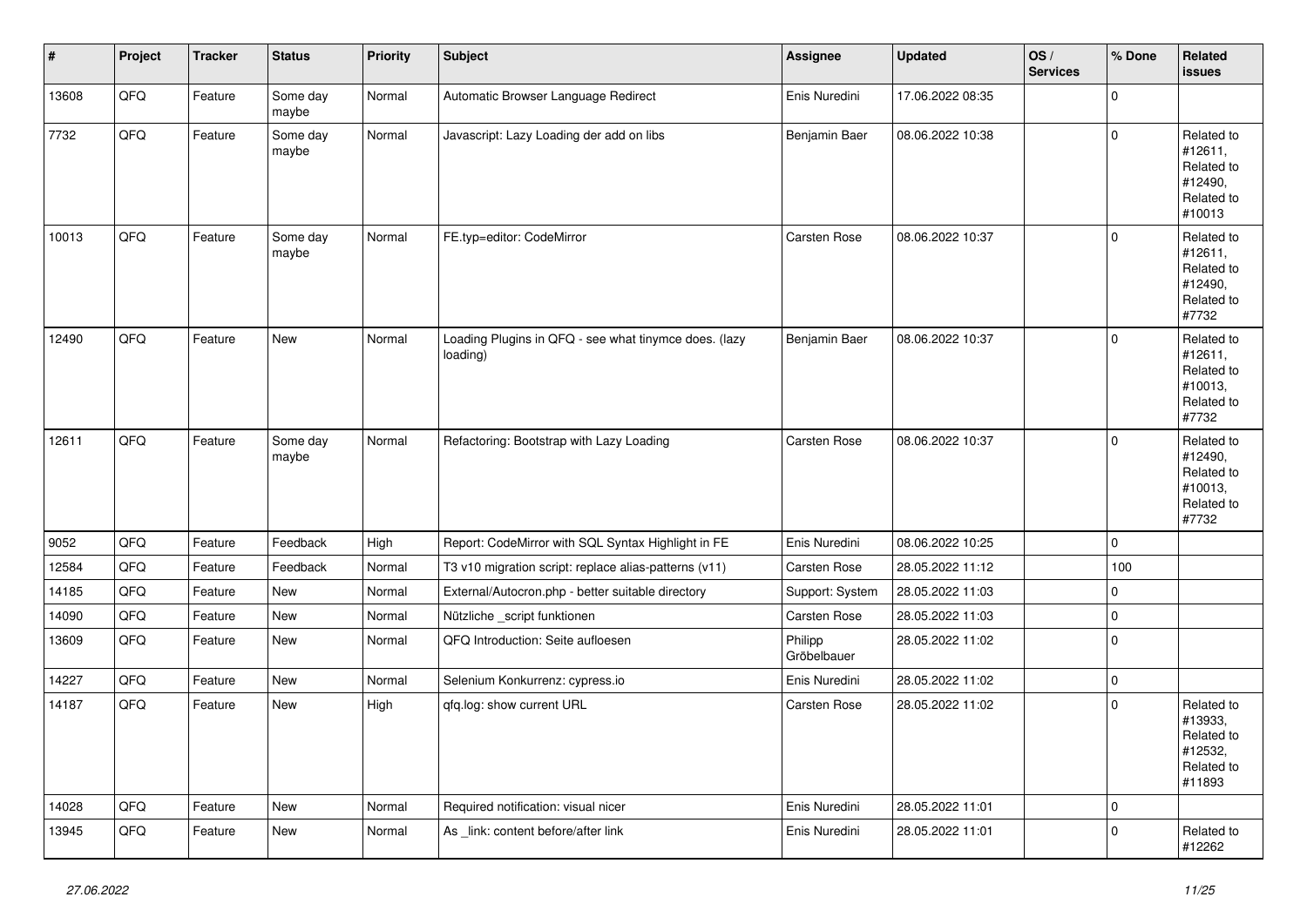| # | Project | Tracker | Status | Priority | Subject | Assignee | Updated | OS / Services | % Done | Related issues |
|---|---|---|---|---|---|---|---|---|---|---|
| 13608 | QFQ | Feature | Some day maybe | Normal | Automatic Browser Language Redirect | Enis Nuredini | 17.06.2022 08:35 | | 0 | |
| 7732 | QFQ | Feature | Some day maybe | Normal | Javascript: Lazy Loading der add on libs | Benjamin Baer | 08.06.2022 10:38 | | 0 | Related to #12611, Related to #12490, Related to #10013 |
| 10013 | QFQ | Feature | Some day maybe | Normal | FE.typ=editor: CodeMirror | Carsten Rose | 08.06.2022 10:37 | | 0 | Related to #12611, Related to #12490, Related to #7732 |
| 12490 | QFQ | Feature | New | Normal | Loading Plugins in QFQ - see what tinymce does. (lazy loading) | Benjamin Baer | 08.06.2022 10:37 | | 0 | Related to #12611, Related to #10013, Related to #7732 |
| 12611 | QFQ | Feature | Some day maybe | Normal | Refactoring: Bootstrap with Lazy Loading | Carsten Rose | 08.06.2022 10:37 | | 0 | Related to #12490, Related to #10013, Related to #7732 |
| 9052 | QFQ | Feature | Feedback | High | Report: CodeMirror with SQL Syntax Highlight in FE | Enis Nuredini | 08.06.2022 10:25 | | 0 | |
| 12584 | QFQ | Feature | Feedback | Normal | T3 v10 migration script: replace alias-patterns (v11) | Carsten Rose | 28.05.2022 11:12 | | 100 | |
| 14185 | QFQ | Feature | New | Normal | External/Autocron.php - better suitable directory | Support: System | 28.05.2022 11:03 | | 0 | |
| 14090 | QFQ | Feature | New | Normal | Nützliche _script funktionen | Carsten Rose | 28.05.2022 11:03 | | 0 | |
| 13609 | QFQ | Feature | New | Normal | QFQ Introduction: Seite aufloesen | Philipp Gröbelbauer | 28.05.2022 11:02 | | 0 | |
| 14227 | QFQ | Feature | New | Normal | Selenium Konkurrenz: cypress.io | Enis Nuredini | 28.05.2022 11:02 | | 0 | |
| 14187 | QFQ | Feature | New | High | qfq.log: show current URL | Carsten Rose | 28.05.2022 11:02 | | 0 | Related to #13933, Related to #12532, Related to #11893 |
| 14028 | QFQ | Feature | New | Normal | Required notification: visual nicer | Enis Nuredini | 28.05.2022 11:01 | | 0 | |
| 13945 | QFQ | Feature | New | Normal | As _link: content before/after link | Enis Nuredini | 28.05.2022 11:01 | | 0 | Related to #12262 |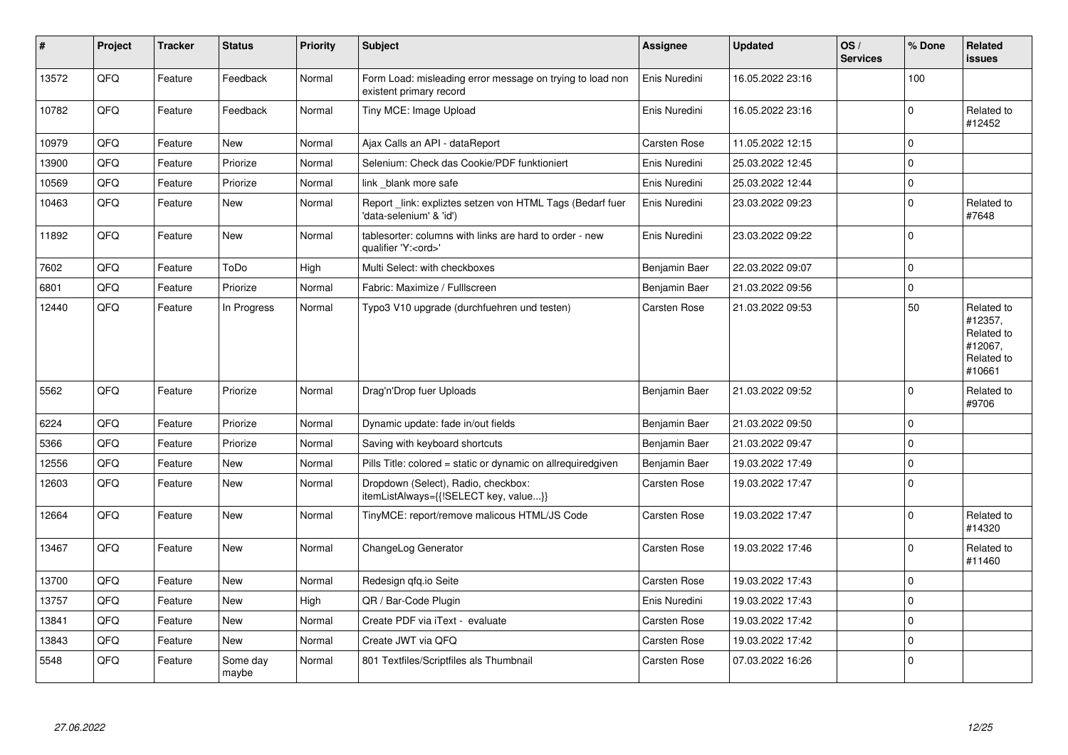| # | Project | Tracker | Status | Priority | Subject | Assignee | Updated | OS / Services | % Done | Related issues |
|---|---|---|---|---|---|---|---|---|---|---|
| 13572 | QFQ | Feature | Feedback | Normal | Form Load: misleading error message on trying to load non existent primary record | Enis Nuredini | 16.05.2022 23:16 | | 100 | |
| 10782 | QFQ | Feature | Feedback | Normal | Tiny MCE: Image Upload | Enis Nuredini | 16.05.2022 23:16 | | 0 | Related to #12452 |
| 10979 | QFQ | Feature | New | Normal | Ajax Calls an API - dataReport | Carsten Rose | 11.05.2022 12:15 | | 0 | |
| 13900 | QFQ | Feature | Priorize | Normal | Selenium: Check das Cookie/PDF funktioniert | Enis Nuredini | 25.03.2022 12:45 | | 0 | |
| 10569 | QFQ | Feature | Priorize | Normal | link _blank more safe | Enis Nuredini | 25.03.2022 12:44 | | 0 | |
| 10463 | QFQ | Feature | New | Normal | Report _link: expliztes setzen von HTML Tags (Bedarf fuer 'data-selenium' & 'id') | Enis Nuredini | 23.03.2022 09:23 | | 0 | Related to #7648 |
| 11892 | QFQ | Feature | New | Normal | tablesorter: columns with links are hard to order - new qualifier 'Y:<ord>' | Enis Nuredini | 23.03.2022 09:22 | | 0 | |
| 7602 | QFQ | Feature | ToDo | High | Multi Select: with checkboxes | Benjamin Baer | 22.03.2022 09:07 | | 0 | |
| 6801 | QFQ | Feature | Priorize | Normal | Fabric: Maximize / Fulllscreen | Benjamin Baer | 21.03.2022 09:56 | | 0 | |
| 12440 | QFQ | Feature | In Progress | Normal | Typo3 V10 upgrade (durchfuehren und testen) | Carsten Rose | 21.03.2022 09:53 | | 50 | Related to #12357, Related to #12067, Related to #10661 |
| 5562 | QFQ | Feature | Priorize | Normal | Drag'n'Drop fuer Uploads | Benjamin Baer | 21.03.2022 09:52 | | 0 | Related to #9706 |
| 6224 | QFQ | Feature | Priorize | Normal | Dynamic update: fade in/out fields | Benjamin Baer | 21.03.2022 09:50 | | 0 | |
| 5366 | QFQ | Feature | Priorize | Normal | Saving with keyboard shortcuts | Benjamin Baer | 21.03.2022 09:47 | | 0 | |
| 12556 | QFQ | Feature | New | Normal | Pills Title: colored = static or dynamic on allrequiredgiven | Benjamin Baer | 19.03.2022 17:49 | | 0 | |
| 12603 | QFQ | Feature | New | Normal | Dropdown (Select), Radio, checkbox: itemListAlways={{!SELECT key, value...}} | Carsten Rose | 19.03.2022 17:47 | | 0 | |
| 12664 | QFQ | Feature | New | Normal | TinyMCE: report/remove malicous HTML/JS Code | Carsten Rose | 19.03.2022 17:47 | | 0 | Related to #14320 |
| 13467 | QFQ | Feature | New | Normal | ChangeLog Generator | Carsten Rose | 19.03.2022 17:46 | | 0 | Related to #11460 |
| 13700 | QFQ | Feature | New | Normal | Redesign qfq.io Seite | Carsten Rose | 19.03.2022 17:43 | | 0 | |
| 13757 | QFQ | Feature | New | High | QR / Bar-Code Plugin | Enis Nuredini | 19.03.2022 17:43 | | 0 | |
| 13841 | QFQ | Feature | New | Normal | Create PDF via iText - evaluate | Carsten Rose | 19.03.2022 17:42 | | 0 | |
| 13843 | QFQ | Feature | New | Normal | Create JWT via QFQ | Carsten Rose | 19.03.2022 17:42 | | 0 | |
| 5548 | QFQ | Feature | Some day maybe | Normal | 801 Textfiles/Scriptfiles als Thumbnail | Carsten Rose | 07.03.2022 16:26 | | 0 | |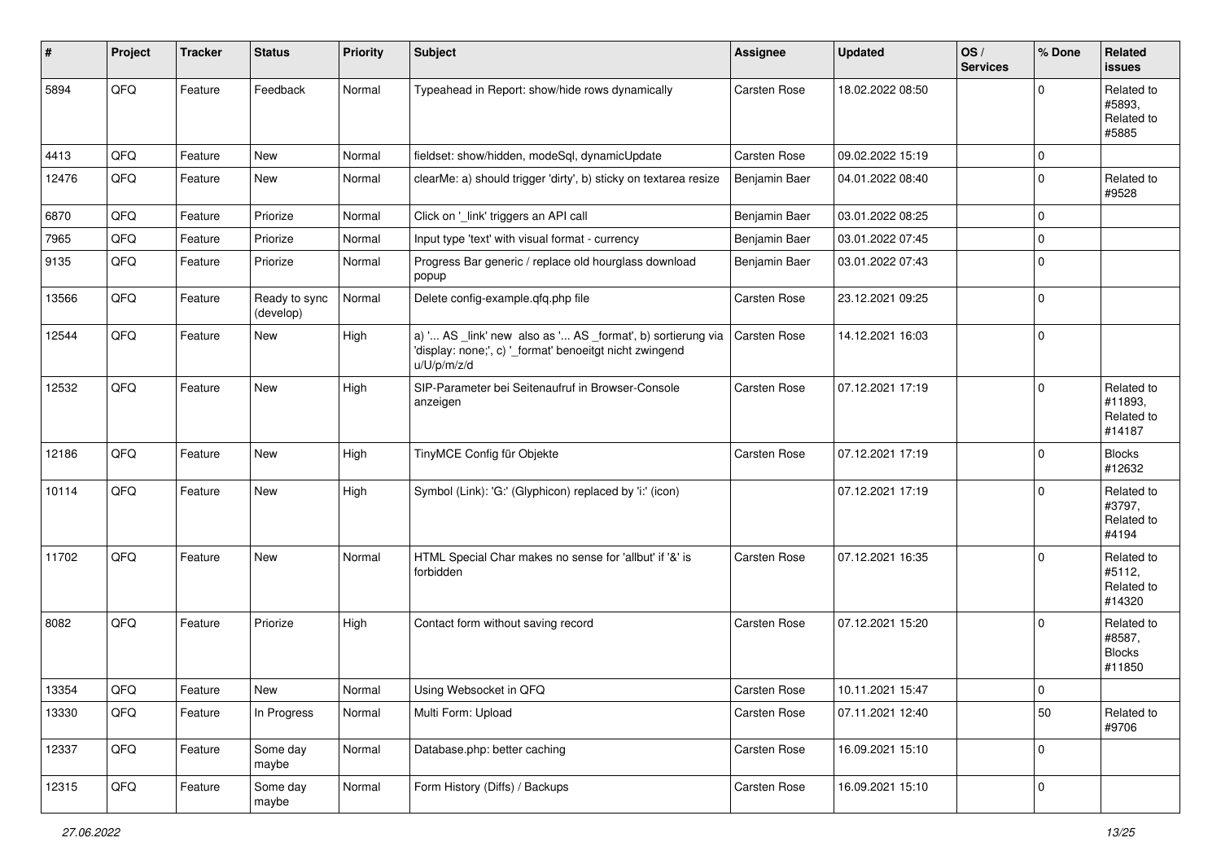| # | Project | Tracker | Status | Priority | Subject | Assignee | Updated | OS / Services | % Done | Related issues |
|---|---|---|---|---|---|---|---|---|---|---|
| 5894 | QFQ | Feature | Feedback | Normal | Typeahead in Report: show/hide rows dynamically | Carsten Rose | 18.02.2022 08:50 | | 0 | Related to #5893, Related to #5885 |
| 4413 | QFQ | Feature | New | Normal | fieldset: show/hidden, modeSql, dynamicUpdate | Carsten Rose | 09.02.2022 15:19 | | 0 | |
| 12476 | QFQ | Feature | New | Normal | clearMe: a) should trigger 'dirty', b) sticky on textarea resize | Benjamin Baer | 04.01.2022 08:40 | | 0 | Related to #9528 |
| 6870 | QFQ | Feature | Priorize | Normal | Click on '_link' triggers an API call | Benjamin Baer | 03.01.2022 08:25 | | 0 | |
| 7965 | QFQ | Feature | Priorize | Normal | Input type 'text' with visual format - currency | Benjamin Baer | 03.01.2022 07:45 | | 0 | |
| 9135 | QFQ | Feature | Priorize | Normal | Progress Bar generic / replace old hourglass download popup | Benjamin Baer | 03.01.2022 07:43 | | 0 | |
| 13566 | QFQ | Feature | Ready to sync (develop) | Normal | Delete config-example.qfq.php file | Carsten Rose | 23.12.2021 09:25 | | 0 | |
| 12544 | QFQ | Feature | New | High | a) '... AS _link' new also as '... AS _format', b) sortierung via 'display: none;', c) '_format' benoeitgt nicht zwingend u/U/p/m/z/d | Carsten Rose | 14.12.2021 16:03 | | 0 | |
| 12532 | QFQ | Feature | New | High | SIP-Parameter bei Seitenaufruf in Browser-Console anzeigen | Carsten Rose | 07.12.2021 17:19 | | 0 | Related to #11893, Related to #14187 |
| 12186 | QFQ | Feature | New | High | TinyMCE Config für Objekte | Carsten Rose | 07.12.2021 17:19 | | 0 | Blocks #12632 |
| 10114 | QFQ | Feature | New | High | Symbol (Link): 'G:' (Glyphicon) replaced by 'i:' (icon) | | 07.12.2021 17:19 | | 0 | Related to #3797, Related to #4194 |
| 11702 | QFQ | Feature | New | Normal | HTML Special Char makes no sense for 'allbut' if '&' is forbidden | Carsten Rose | 07.12.2021 16:35 | | 0 | Related to #5112, Related to #14320 |
| 8082 | QFQ | Feature | Priorize | High | Contact form without saving record | Carsten Rose | 07.12.2021 15:20 | | 0 | Related to #8587, Blocks #11850 |
| 13354 | QFQ | Feature | New | Normal | Using Websocket in QFQ | Carsten Rose | 10.11.2021 15:47 | | 0 | |
| 13330 | QFQ | Feature | In Progress | Normal | Multi Form: Upload | Carsten Rose | 07.11.2021 12:40 | | 50 | Related to #9706 |
| 12337 | QFQ | Feature | Some day maybe | Normal | Database.php: better caching | Carsten Rose | 16.09.2021 15:10 | | 0 | |
| 12315 | QFQ | Feature | Some day maybe | Normal | Form History (Diffs) / Backups | Carsten Rose | 16.09.2021 15:10 | | 0 | |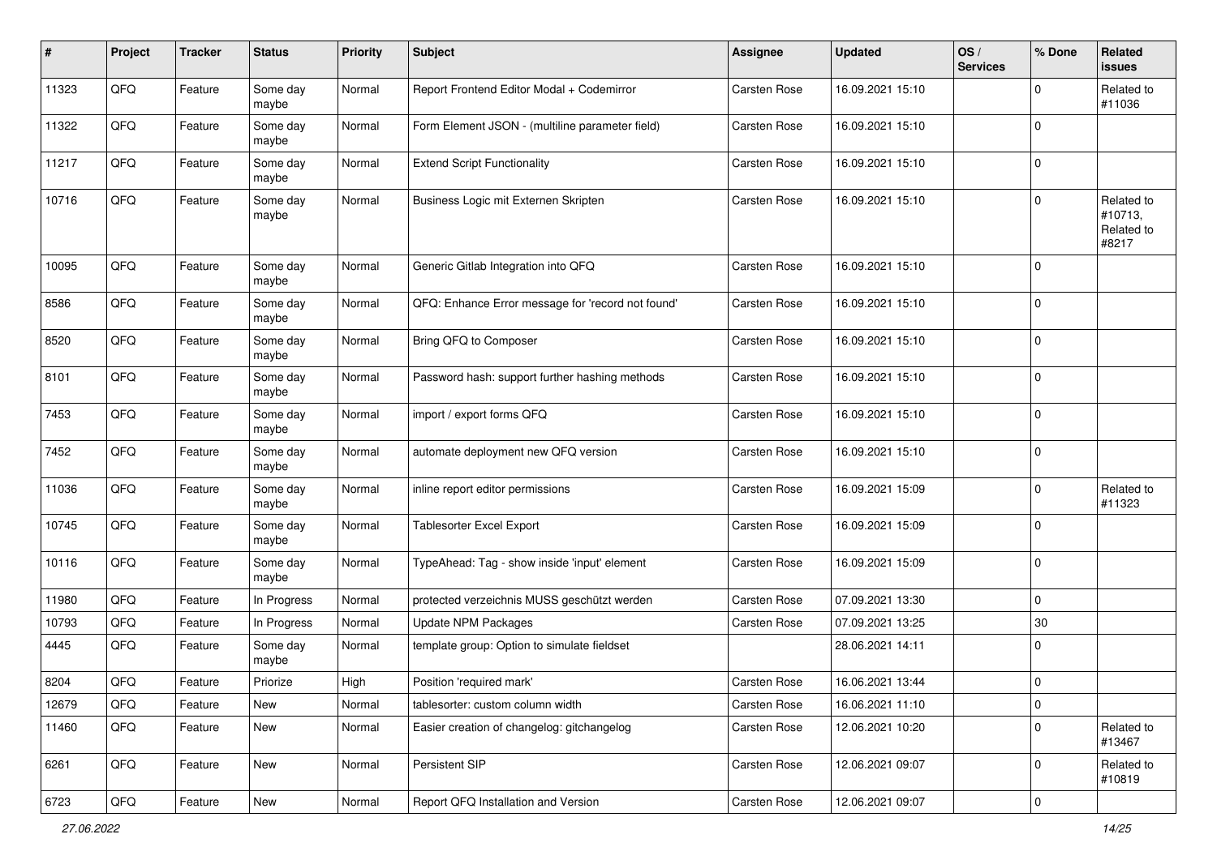| # | Project | Tracker | Status | Priority | Subject | Assignee | Updated | OS / Services | % Done | Related issues |
|---|---|---|---|---|---|---|---|---|---|---|
| 11323 | QFQ | Feature | Some day maybe | Normal | Report Frontend Editor Modal + Codemirror | Carsten Rose | 16.09.2021 15:10 | | 0 | Related to #11036 |
| 11322 | QFQ | Feature | Some day maybe | Normal | Form Element JSON - (multiline parameter field) | Carsten Rose | 16.09.2021 15:10 | | 0 | |
| 11217 | QFQ | Feature | Some day maybe | Normal | Extend Script Functionality | Carsten Rose | 16.09.2021 15:10 | | 0 | |
| 10716 | QFQ | Feature | Some day maybe | Normal | Business Logic mit Externen Skripten | Carsten Rose | 16.09.2021 15:10 | | 0 | Related to #10713, Related to #8217 |
| 10095 | QFQ | Feature | Some day maybe | Normal | Generic Gitlab Integration into QFQ | Carsten Rose | 16.09.2021 15:10 | | 0 | |
| 8586 | QFQ | Feature | Some day maybe | Normal | QFQ: Enhance Error message for 'record not found' | Carsten Rose | 16.09.2021 15:10 | | 0 | |
| 8520 | QFQ | Feature | Some day maybe | Normal | Bring QFQ to Composer | Carsten Rose | 16.09.2021 15:10 | | 0 | |
| 8101 | QFQ | Feature | Some day maybe | Normal | Password hash: support further hashing methods | Carsten Rose | 16.09.2021 15:10 | | 0 | |
| 7453 | QFQ | Feature | Some day maybe | Normal | import / export forms QFQ | Carsten Rose | 16.09.2021 15:10 | | 0 | |
| 7452 | QFQ | Feature | Some day maybe | Normal | automate deployment new QFQ version | Carsten Rose | 16.09.2021 15:10 | | 0 | |
| 11036 | QFQ | Feature | Some day maybe | Normal | inline report editor permissions | Carsten Rose | 16.09.2021 15:09 | | 0 | Related to #11323 |
| 10745 | QFQ | Feature | Some day maybe | Normal | Tablesorter Excel Export | Carsten Rose | 16.09.2021 15:09 | | 0 | |
| 10116 | QFQ | Feature | Some day maybe | Normal | TypeAhead: Tag - show inside 'input' element | Carsten Rose | 16.09.2021 15:09 | | 0 | |
| 11980 | QFQ | Feature | In Progress | Normal | protected verzeichnis MUSS geschützt werden | Carsten Rose | 07.09.2021 13:30 | | 0 | |
| 10793 | QFQ | Feature | In Progress | Normal | Update NPM Packages | Carsten Rose | 07.09.2021 13:25 | | 30 | |
| 4445 | QFQ | Feature | Some day maybe | Normal | template group: Option to simulate fieldset | | 28.06.2021 14:11 | | 0 | |
| 8204 | QFQ | Feature | Priorize | High | Position 'required mark' | Carsten Rose | 16.06.2021 13:44 | | 0 | |
| 12679 | QFQ | Feature | New | Normal | tablesorter: custom column width | Carsten Rose | 16.06.2021 11:10 | | 0 | |
| 11460 | QFQ | Feature | New | Normal | Easier creation of changelog: gitchangelog | Carsten Rose | 12.06.2021 10:20 | | 0 | Related to #13467 |
| 6261 | QFQ | Feature | New | Normal | Persistent SIP | Carsten Rose | 12.06.2021 09:07 | | 0 | Related to #10819 |
| 6723 | QFQ | Feature | New | Normal | Report QFQ Installation and Version | Carsten Rose | 12.06.2021 09:07 | | 0 | |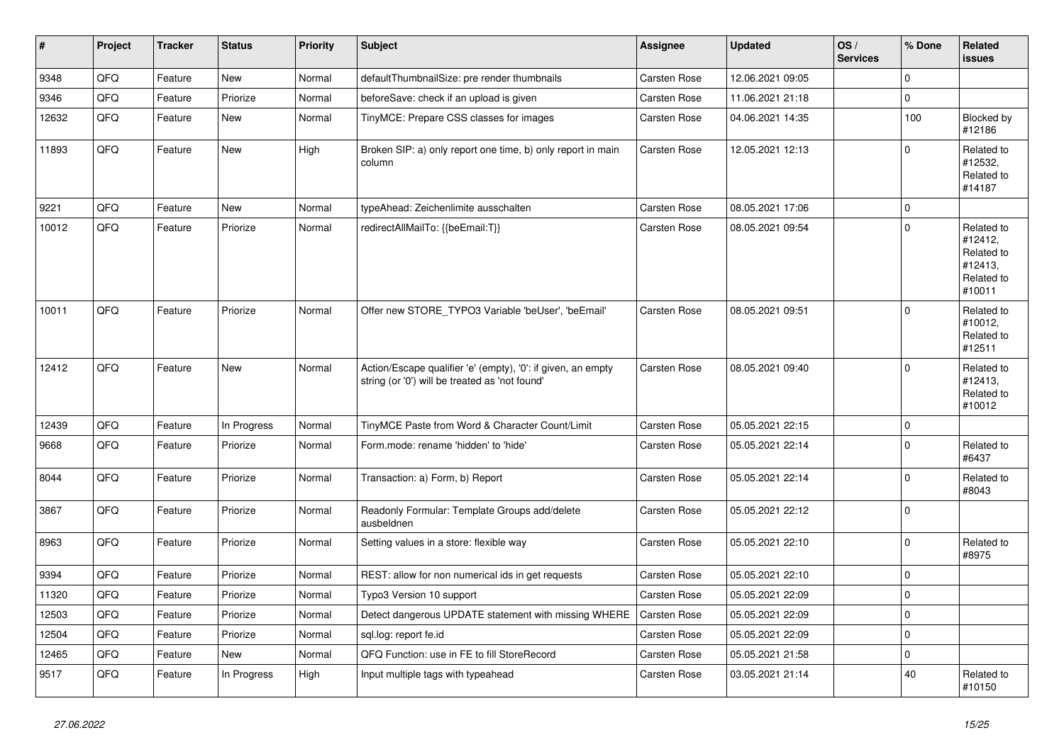| # | Project | Tracker | Status | Priority | Subject | Assignee | Updated | OS / Services | % Done | Related issues |
|---|---|---|---|---|---|---|---|---|---|---|
| 9348 | QFQ | Feature | New | Normal | defaultThumbnailSize: pre render thumbnails | Carsten Rose | 12.06.2021 09:05 | | 0 | |
| 9346 | QFQ | Feature | Priorize | Normal | beforeSave: check if an upload is given | Carsten Rose | 11.06.2021 21:18 | | 0 | |
| 12632 | QFQ | Feature | New | Normal | TinyMCE: Prepare CSS classes for images | Carsten Rose | 04.06.2021 14:35 | | 100 | Blocked by #12186 |
| 11893 | QFQ | Feature | New | High | Broken SIP: a) only report one time, b) only report in main column | Carsten Rose | 12.05.2021 12:13 | | 0 | Related to #12532, Related to #14187 |
| 9221 | QFQ | Feature | New | Normal | typeAhead: Zeichenlimite ausschalten | Carsten Rose | 08.05.2021 17:06 | | 0 | |
| 10012 | QFQ | Feature | Priorize | Normal | redirectAllMailTo: {{beEmail:T}} | Carsten Rose | 08.05.2021 09:54 | | 0 | Related to #12412, Related to #12413, Related to #10011 |
| 10011 | QFQ | Feature | Priorize | Normal | Offer new STORE_TYPO3 Variable 'beUser', 'beEmail' | Carsten Rose | 08.05.2021 09:51 | | 0 | Related to #10012, Related to #12511 |
| 12412 | QFQ | Feature | New | Normal | Action/Escape qualifier 'e' (empty), '0': if given, an empty string (or '0') will be treated as 'not found' | Carsten Rose | 08.05.2021 09:40 | | 0 | Related to #12413, Related to #10012 |
| 12439 | QFQ | Feature | In Progress | Normal | TinyMCE Paste from Word & Character Count/Limit | Carsten Rose | 05.05.2021 22:15 | | 0 | |
| 9668 | QFQ | Feature | Priorize | Normal | Form.mode: rename 'hidden' to 'hide' | Carsten Rose | 05.05.2021 22:14 | | 0 | Related to #6437 |
| 8044 | QFQ | Feature | Priorize | Normal | Transaction: a) Form, b) Report | Carsten Rose | 05.05.2021 22:14 | | 0 | Related to #8043 |
| 3867 | QFQ | Feature | Priorize | Normal | Readonly Formular: Template Groups add/delete ausbeldnen | Carsten Rose | 05.05.2021 22:12 | | 0 | |
| 8963 | QFQ | Feature | Priorize | Normal | Setting values in a store: flexible way | Carsten Rose | 05.05.2021 22:10 | | 0 | Related to #8975 |
| 9394 | QFQ | Feature | Priorize | Normal | REST: allow for non numerical ids in get requests | Carsten Rose | 05.05.2021 22:10 | | 0 | |
| 11320 | QFQ | Feature | Priorize | Normal | Typo3 Version 10 support | Carsten Rose | 05.05.2021 22:09 | | 0 | |
| 12503 | QFQ | Feature | Priorize | Normal | Detect dangerous UPDATE statement with missing WHERE | Carsten Rose | 05.05.2021 22:09 | | 0 | |
| 12504 | QFQ | Feature | Priorize | Normal | sql.log: report fe.id | Carsten Rose | 05.05.2021 22:09 | | 0 | |
| 12465 | QFQ | Feature | New | Normal | QFQ Function: use in FE to fill StoreRecord | Carsten Rose | 05.05.2021 21:58 | | 0 | |
| 9517 | QFQ | Feature | In Progress | High | Input multiple tags with typeahead | Carsten Rose | 03.05.2021 21:14 | | 40 | Related to #10150 |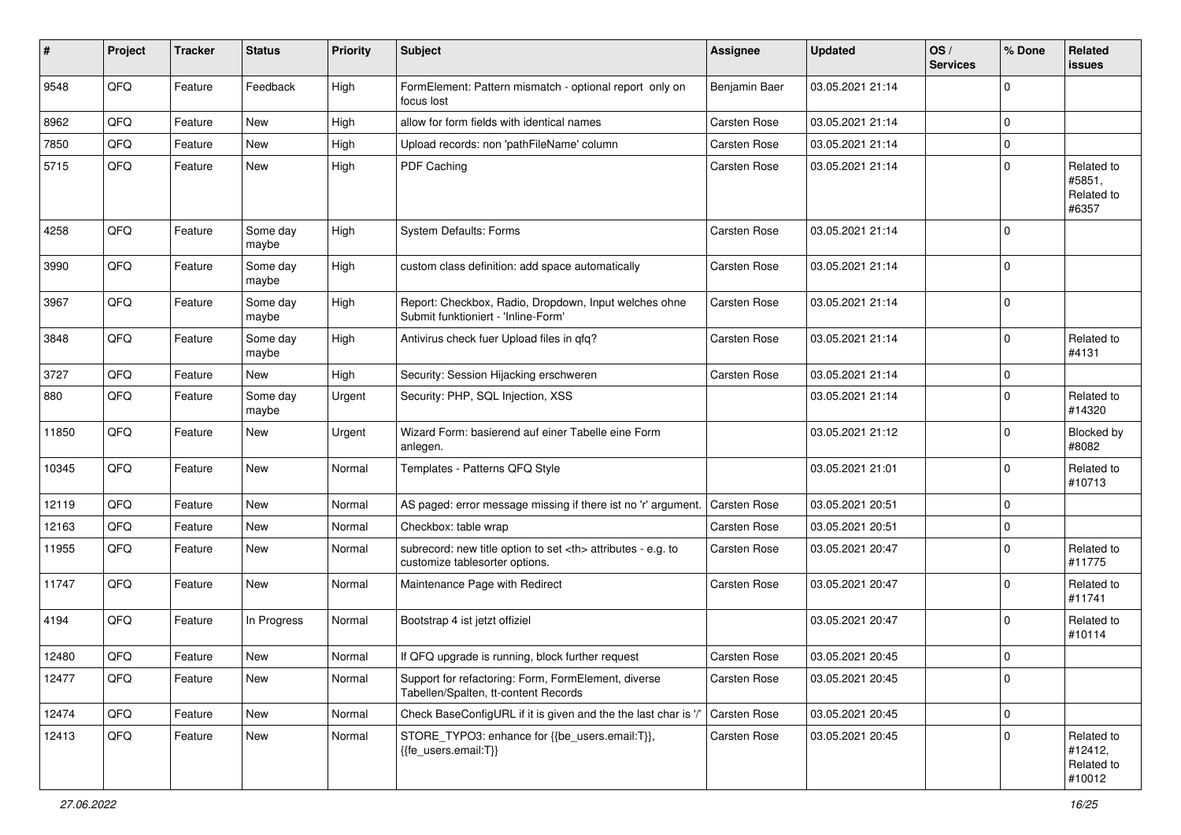| # | Project | Tracker | Status | Priority | Subject | Assignee | Updated | OS / Services | % Done | Related issues |
|---|---|---|---|---|---|---|---|---|---|---|
| 9548 | QFQ | Feature | Feedback | High | FormElement: Pattern mismatch - optional report only on focus lost | Benjamin Baer | 03.05.2021 21:14 | | 0 | |
| 8962 | QFQ | Feature | New | High | allow for form fields with identical names | Carsten Rose | 03.05.2021 21:14 | | 0 | |
| 7850 | QFQ | Feature | New | High | Upload records: non 'pathFileName' column | Carsten Rose | 03.05.2021 21:14 | | 0 | |
| 5715 | QFQ | Feature | New | High | PDF Caching | Carsten Rose | 03.05.2021 21:14 | | 0 | Related to #5851, Related to #6357 |
| 4258 | QFQ | Feature | Some day maybe | High | System Defaults: Forms | Carsten Rose | 03.05.2021 21:14 | | 0 | |
| 3990 | QFQ | Feature | Some day maybe | High | custom class definition: add space automatically | Carsten Rose | 03.05.2021 21:14 | | 0 | |
| 3967 | QFQ | Feature | Some day maybe | High | Report: Checkbox, Radio, Dropdown, Input welches ohne Submit funktioniert - 'Inline-Form' | Carsten Rose | 03.05.2021 21:14 | | 0 | |
| 3848 | QFQ | Feature | Some day maybe | High | Antivirus check fuer Upload files in qfq? | Carsten Rose | 03.05.2021 21:14 | | 0 | Related to #4131 |
| 3727 | QFQ | Feature | New | High | Security: Session Hijacking erschweren | Carsten Rose | 03.05.2021 21:14 | | 0 | |
| 880 | QFQ | Feature | Some day maybe | Urgent | Security: PHP, SQL Injection, XSS | | 03.05.2021 21:14 | | 0 | Related to #14320 |
| 11850 | QFQ | Feature | New | Urgent | Wizard Form: basierend auf einer Tabelle eine Form anlegen. | | 03.05.2021 21:12 | | 0 | Blocked by #8082 |
| 10345 | QFQ | Feature | New | Normal | Templates - Patterns QFQ Style | | 03.05.2021 21:01 | | 0 | Related to #10713 |
| 12119 | QFQ | Feature | New | Normal | AS paged: error message missing if there ist no 'r' argument. | Carsten Rose | 03.05.2021 20:51 | | 0 | |
| 12163 | QFQ | Feature | New | Normal | Checkbox: table wrap | Carsten Rose | 03.05.2021 20:51 | | 0 | |
| 11955 | QFQ | Feature | New | Normal | subrecord: new title option to set <th> attributes - e.g. to customize tablesorter options. | Carsten Rose | 03.05.2021 20:47 | | 0 | Related to #11775 |
| 11747 | QFQ | Feature | New | Normal | Maintenance Page with Redirect | Carsten Rose | 03.05.2021 20:47 | | 0 | Related to #11741 |
| 4194 | QFQ | Feature | In Progress | Normal | Bootstrap 4 ist jetzt offiziel | | 03.05.2021 20:47 | | 0 | Related to #10114 |
| 12480 | QFQ | Feature | New | Normal | If QFQ upgrade is running, block further request | Carsten Rose | 03.05.2021 20:45 | | 0 | |
| 12477 | QFQ | Feature | New | Normal | Support for refactoring: Form, FormElement, diverse Tabellen/Spalten, tt-content Records | Carsten Rose | 03.05.2021 20:45 | | 0 | |
| 12474 | QFQ | Feature | New | Normal | Check BaseConfigURL if it is given and the the last char is '/' | Carsten Rose | 03.05.2021 20:45 | | 0 | |
| 12413 | QFQ | Feature | New | Normal | STORE_TYPO3: enhance for {{be_users.email:T}}, {{fe_users.email:T}} | Carsten Rose | 03.05.2021 20:45 | | 0 | Related to #12412, Related to #10012 |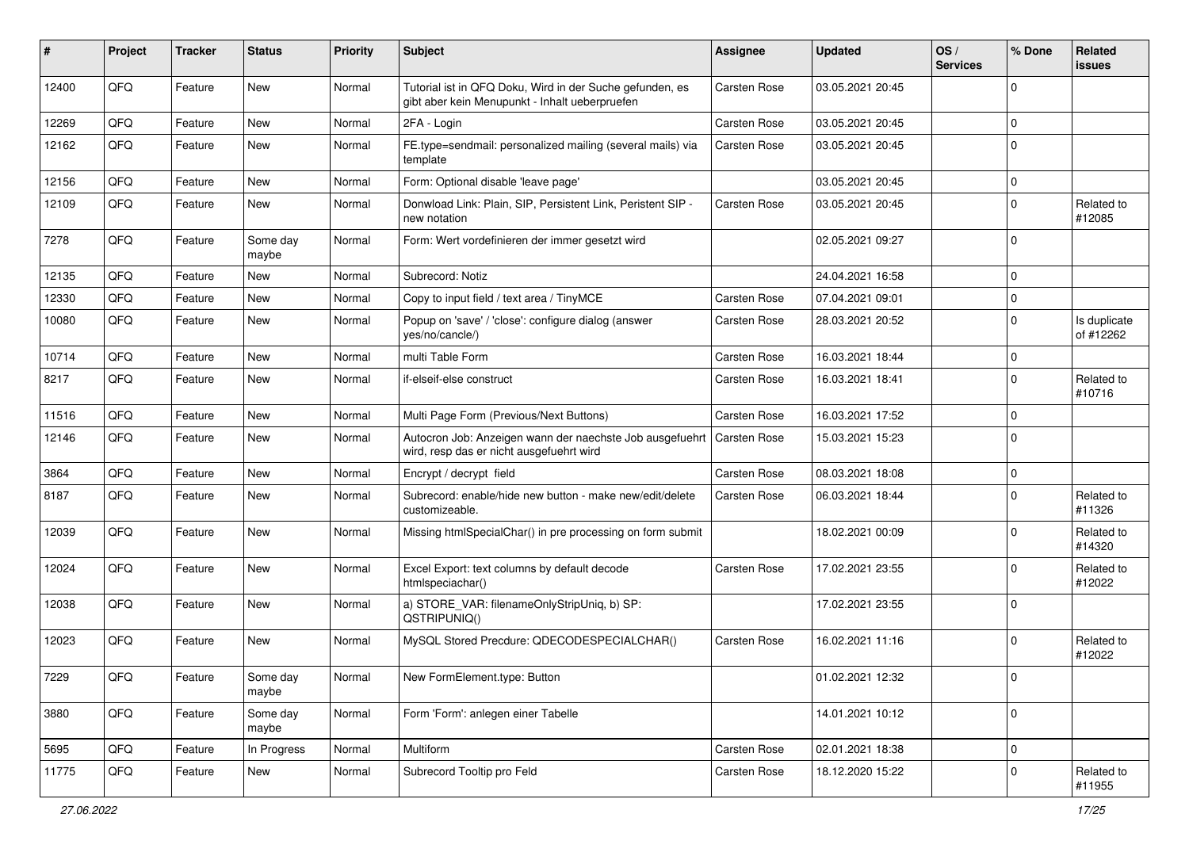| # | Project | Tracker | Status | Priority | Subject | Assignee | Updated | OS / Services | % Done | Related issues |
|---|---|---|---|---|---|---|---|---|---|---|
| 12400 | QFQ | Feature | New | Normal | Tutorial ist in QFQ Doku, Wird in der Suche gefunden, es gibt aber kein Menupunkt - Inhalt ueberpruefen | Carsten Rose | 03.05.2021 20:45 | | 0 | |
| 12269 | QFQ | Feature | New | Normal | 2FA - Login | Carsten Rose | 03.05.2021 20:45 | | 0 | |
| 12162 | QFQ | Feature | New | Normal | FE.type=sendmail: personalized mailing (several mails) via template | Carsten Rose | 03.05.2021 20:45 | | 0 | |
| 12156 | QFQ | Feature | New | Normal | Form: Optional disable 'leave page' | | 03.05.2021 20:45 | | 0 | |
| 12109 | QFQ | Feature | New | Normal | Donwload Link: Plain, SIP, Persistent Link, Peristent SIP - new notation | Carsten Rose | 03.05.2021 20:45 | | 0 | Related to #12085 |
| 7278 | QFQ | Feature | Some day maybe | Normal | Form: Wert vordefinieren der immer gesetzt wird | | 02.05.2021 09:27 | | 0 | |
| 12135 | QFQ | Feature | New | Normal | Subrecord: Notiz | | 24.04.2021 16:58 | | 0 | |
| 12330 | QFQ | Feature | New | Normal | Copy to input field / text area / TinyMCE | Carsten Rose | 07.04.2021 09:01 | | 0 | |
| 10080 | QFQ | Feature | New | Normal | Popup on 'save' / 'close': configure dialog (answer yes/no/cancle/) | Carsten Rose | 28.03.2021 20:52 | | 0 | Is duplicate of #12262 |
| 10714 | QFQ | Feature | New | Normal | multi Table Form | Carsten Rose | 16.03.2021 18:44 | | 0 | |
| 8217 | QFQ | Feature | New | Normal | if-elseif-else construct | Carsten Rose | 16.03.2021 18:41 | | 0 | Related to #10716 |
| 11516 | QFQ | Feature | New | Normal | Multi Page Form (Previous/Next Buttons) | Carsten Rose | 16.03.2021 17:52 | | 0 | |
| 12146 | QFQ | Feature | New | Normal | Autocron Job: Anzeigen wann der naechste Job ausgefuehrt wird, resp das er nicht ausgefuehrt wird | Carsten Rose | 15.03.2021 15:23 | | 0 | |
| 3864 | QFQ | Feature | New | Normal | Encrypt / decrypt field | Carsten Rose | 08.03.2021 18:08 | | 0 | |
| 8187 | QFQ | Feature | New | Normal | Subrecord: enable/hide new button - make new/edit/delete customizeable. | Carsten Rose | 06.03.2021 18:44 | | 0 | Related to #11326 |
| 12039 | QFQ | Feature | New | Normal | Missing htmlSpecialChar() in pre processing on form submit | | 18.02.2021 00:09 | | 0 | Related to #14320 |
| 12024 | QFQ | Feature | New | Normal | Excel Export: text columns by default decode htmlspeciachar() | Carsten Rose | 17.02.2021 23:55 | | 0 | Related to #12022 |
| 12038 | QFQ | Feature | New | Normal | a) STORE_VAR: filenameOnlyStripUniq, b) SP: QSTRIPUNIQ() | | 17.02.2021 23:55 | | 0 | |
| 12023 | QFQ | Feature | New | Normal | MySQL Stored Precdure: QDECODESPECIALCHAR() | Carsten Rose | 16.02.2021 11:16 | | 0 | Related to #12022 |
| 7229 | QFQ | Feature | Some day maybe | Normal | New FormElement.type: Button | | 01.02.2021 12:32 | | 0 | |
| 3880 | QFQ | Feature | Some day maybe | Normal | Form 'Form': anlegen einer Tabelle | | 14.01.2021 10:12 | | 0 | |
| 5695 | QFQ | Feature | In Progress | Normal | Multiform | Carsten Rose | 02.01.2021 18:38 | | 0 | |
| 11775 | QFQ | Feature | New | Normal | Subrecord Tooltip pro Feld | Carsten Rose | 18.12.2020 15:22 | | 0 | Related to #11955 |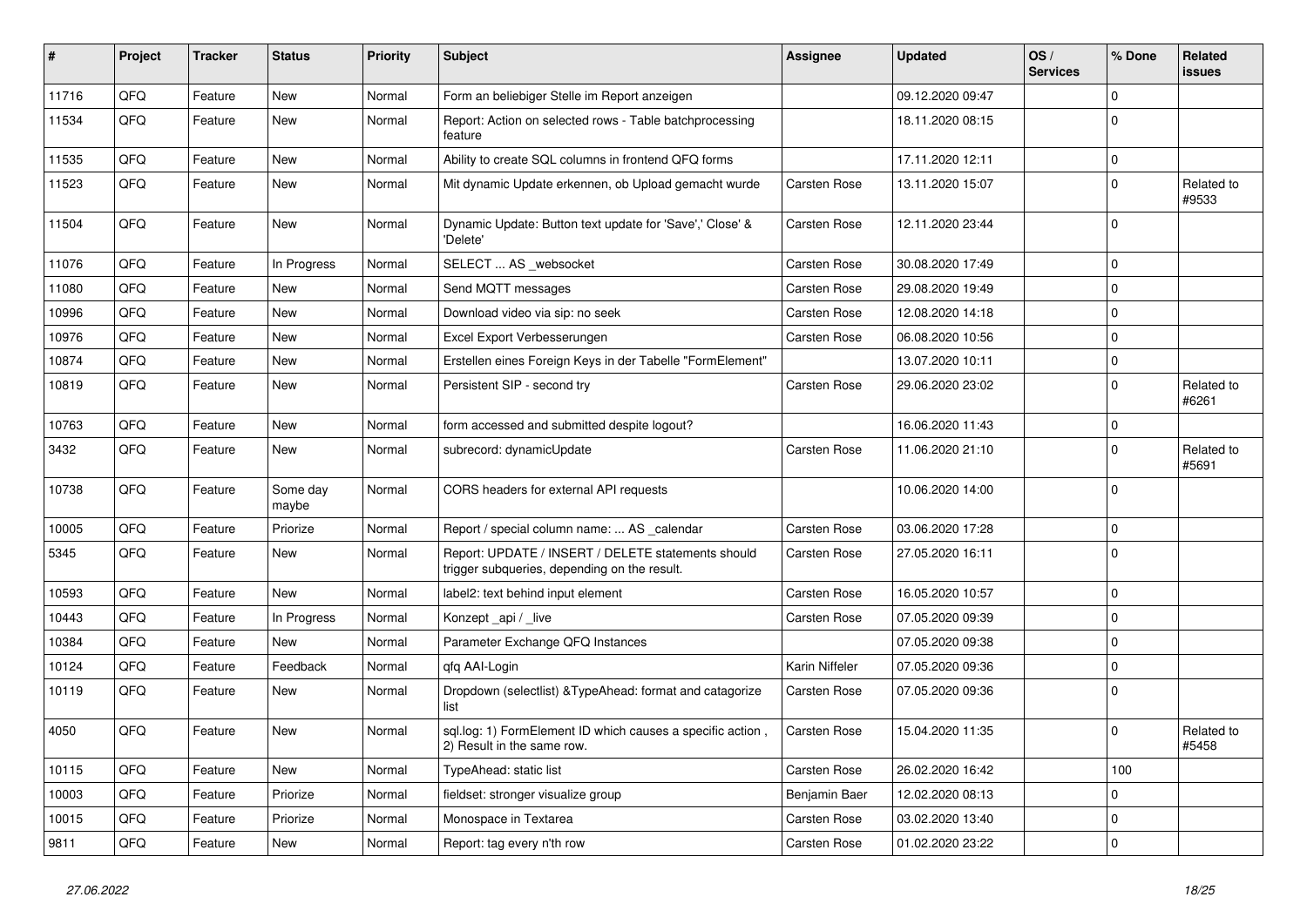| # | Project | Tracker | Status | Priority | Subject | Assignee | Updated | OS / Services | % Done | Related issues |
|---|---|---|---|---|---|---|---|---|---|---|
| 11716 | QFQ | Feature | New | Normal | Form an beliebiger Stelle im Report anzeigen | | 09.12.2020 09:47 | | 0 | |
| 11534 | QFQ | Feature | New | Normal | Report: Action on selected rows - Table batchprocessing feature | | 18.11.2020 08:15 | | 0 | |
| 11535 | QFQ | Feature | New | Normal | Ability to create SQL columns in frontend QFQ forms | | 17.11.2020 12:11 | | 0 | |
| 11523 | QFQ | Feature | New | Normal | Mit dynamic Update erkennen, ob Upload gemacht wurde | Carsten Rose | 13.11.2020 15:07 | | 0 | Related to #9533 |
| 11504 | QFQ | Feature | New | Normal | Dynamic Update: Button text update for 'Save',' Close' & 'Delete' | Carsten Rose | 12.11.2020 23:44 | | 0 | |
| 11076 | QFQ | Feature | In Progress | Normal | SELECT ... AS _websocket | Carsten Rose | 30.08.2020 17:49 | | 0 | |
| 11080 | QFQ | Feature | New | Normal | Send MQTT messages | Carsten Rose | 29.08.2020 19:49 | | 0 | |
| 10996 | QFQ | Feature | New | Normal | Download video via sip: no seek | Carsten Rose | 12.08.2020 14:18 | | 0 | |
| 10976 | QFQ | Feature | New | Normal | Excel Export Verbesserungen | Carsten Rose | 06.08.2020 10:56 | | 0 | |
| 10874 | QFQ | Feature | New | Normal | Erstellen eines Foreign Keys in der Tabelle "FormElement" | | 13.07.2020 10:11 | | 0 | |
| 10819 | QFQ | Feature | New | Normal | Persistent SIP - second try | Carsten Rose | 29.06.2020 23:02 | | 0 | Related to #6261 |
| 10763 | QFQ | Feature | New | Normal | form accessed and submitted despite logout? | | 16.06.2020 11:43 | | 0 | |
| 3432 | QFQ | Feature | New | Normal | subrecord: dynamicUpdate | Carsten Rose | 11.06.2020 21:10 | | 0 | Related to #5691 |
| 10738 | QFQ | Feature | Some day maybe | Normal | CORS headers for external API requests | | 10.06.2020 14:00 | | 0 | |
| 10005 | QFQ | Feature | Priorize | Normal | Report / special column name: ... AS _calendar | Carsten Rose | 03.06.2020 17:28 | | 0 | |
| 5345 | QFQ | Feature | New | Normal | Report: UPDATE / INSERT / DELETE statements should trigger subqueries, depending on the result. | Carsten Rose | 27.05.2020 16:11 | | 0 | |
| 10593 | QFQ | Feature | New | Normal | label2: text behind input element | Carsten Rose | 16.05.2020 10:57 | | 0 | |
| 10443 | QFQ | Feature | In Progress | Normal | Konzept _api / _live | Carsten Rose | 07.05.2020 09:39 | | 0 | |
| 10384 | QFQ | Feature | New | Normal | Parameter Exchange QFQ Instances | | 07.05.2020 09:38 | | 0 | |
| 10124 | QFQ | Feature | Feedback | Normal | qfq AAI-Login | Karin Niffeler | 07.05.2020 09:36 | | 0 | |
| 10119 | QFQ | Feature | New | Normal | Dropdown (selectlist) &TypeAhead: format and catagorize list | Carsten Rose | 07.05.2020 09:36 | | 0 | |
| 4050 | QFQ | Feature | New | Normal | sql.log: 1) FormElement ID which causes a specific action , 2) Result in the same row. | Carsten Rose | 15.04.2020 11:35 | | 0 | Related to #5458 |
| 10115 | QFQ | Feature | New | Normal | TypeAhead: static list | Carsten Rose | 26.02.2020 16:42 | | 100 | |
| 10003 | QFQ | Feature | Priorize | Normal | fieldset: stronger visualize group | Benjamin Baer | 12.02.2020 08:13 | | 0 | |
| 10015 | QFQ | Feature | Priorize | Normal | Monospace in Textarea | Carsten Rose | 03.02.2020 13:40 | | 0 | |
| 9811 | QFQ | Feature | New | Normal | Report: tag every n'th row | Carsten Rose | 01.02.2020 23:22 | | 0 | |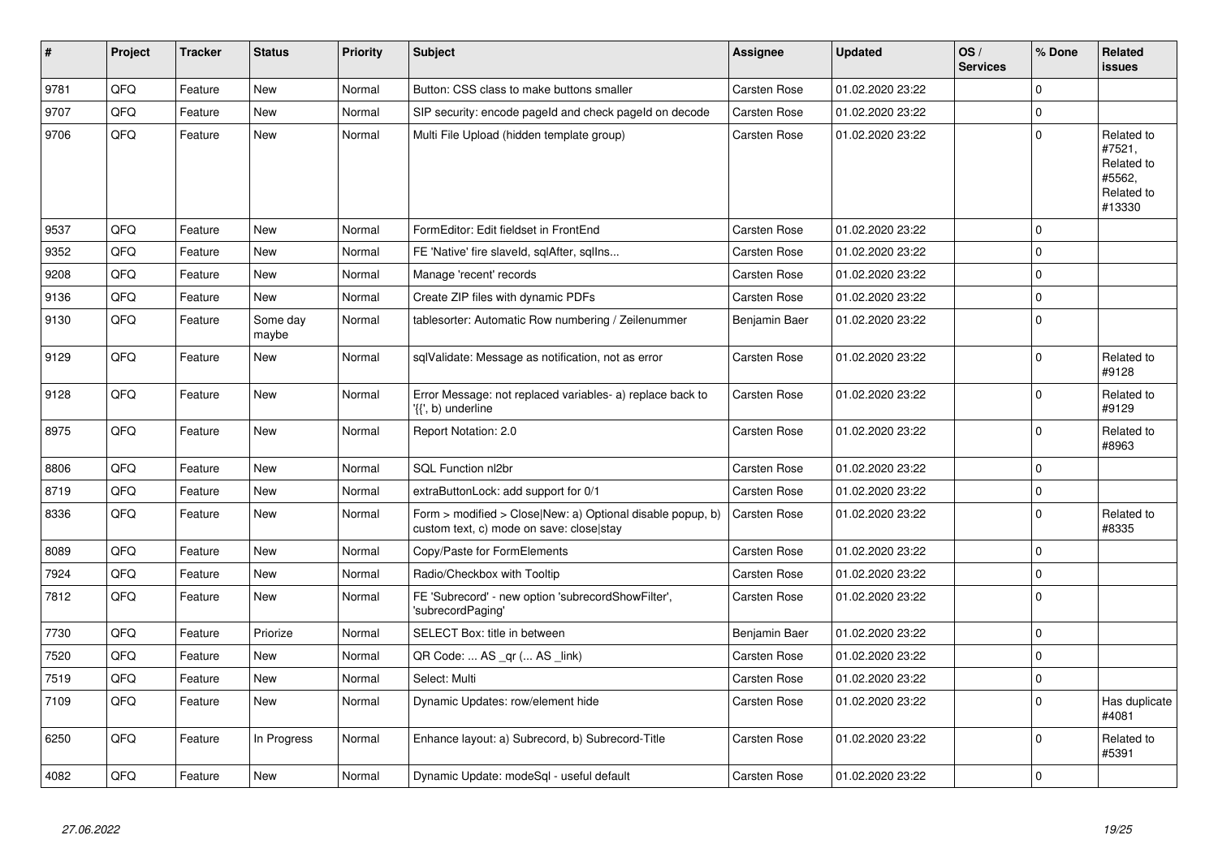| # | Project | Tracker | Status | Priority | Subject | Assignee | Updated | OS / Services | % Done | Related issues |
|---|---|---|---|---|---|---|---|---|---|---|
| 9781 | QFQ | Feature | New | Normal | Button: CSS class to make buttons smaller | Carsten Rose | 01.02.2020 23:22 | | 0 | |
| 9707 | QFQ | Feature | New | Normal | SIP security: encode pageId and check pageId on decode | Carsten Rose | 01.02.2020 23:22 | | 0 | |
| 9706 | QFQ | Feature | New | Normal | Multi File Upload (hidden template group) | Carsten Rose | 01.02.2020 23:22 | | 0 | Related to #7521, Related to #5562, Related to #13330 |
| 9537 | QFQ | Feature | New | Normal | FormEditor: Edit fieldset in FrontEnd | Carsten Rose | 01.02.2020 23:22 | | 0 | |
| 9352 | QFQ | Feature | New | Normal | FE 'Native' fire slaveId, sqlAfter, sqlIns... | Carsten Rose | 01.02.2020 23:22 | | 0 | |
| 9208 | QFQ | Feature | New | Normal | Manage 'recent' records | Carsten Rose | 01.02.2020 23:22 | | 0 | |
| 9136 | QFQ | Feature | New | Normal | Create ZIP files with dynamic PDFs | Carsten Rose | 01.02.2020 23:22 | | 0 | |
| 9130 | QFQ | Feature | Some day maybe | Normal | tablesorter: Automatic Row numbering / Zeilenummer | Benjamin Baer | 01.02.2020 23:22 | | 0 | |
| 9129 | QFQ | Feature | New | Normal | sqlValidate: Message as notification, not as error | Carsten Rose | 01.02.2020 23:22 | | 0 | Related to #9128 |
| 9128 | QFQ | Feature | New | Normal | Error Message: not replaced variables- a) replace back to '{{', b) underline | Carsten Rose | 01.02.2020 23:22 | | 0 | Related to #9129 |
| 8975 | QFQ | Feature | New | Normal | Report Notation: 2.0 | Carsten Rose | 01.02.2020 23:22 | | 0 | Related to #8963 |
| 8806 | QFQ | Feature | New | Normal | SQL Function nl2br | Carsten Rose | 01.02.2020 23:22 | | 0 | |
| 8719 | QFQ | Feature | New | Normal | extraButtonLock: add support for 0/1 | Carsten Rose | 01.02.2020 23:22 | | 0 | |
| 8336 | QFQ | Feature | New | Normal | Form > modified > Close\|New: a) Optional disable popup, b) custom text, c) mode on save: close\|stay | Carsten Rose | 01.02.2020 23:22 | | 0 | Related to #8335 |
| 8089 | QFQ | Feature | New | Normal | Copy/Paste for FormElements | Carsten Rose | 01.02.2020 23:22 | | 0 | |
| 7924 | QFQ | Feature | New | Normal | Radio/Checkbox with Tooltip | Carsten Rose | 01.02.2020 23:22 | | 0 | |
| 7812 | QFQ | Feature | New | Normal | FE 'Subrecord' - new option 'subrecordShowFilter', 'subrecordPaging' | Carsten Rose | 01.02.2020 23:22 | | 0 | |
| 7730 | QFQ | Feature | Priorize | Normal | SELECT Box: title in between | Benjamin Baer | 01.02.2020 23:22 | | 0 | |
| 7520 | QFQ | Feature | New | Normal | QR Code: ... AS _qr (... AS _link) | Carsten Rose | 01.02.2020 23:22 | | 0 | |
| 7519 | QFQ | Feature | New | Normal | Select: Multi | Carsten Rose | 01.02.2020 23:22 | | 0 | |
| 7109 | QFQ | Feature | New | Normal | Dynamic Updates: row/element hide | Carsten Rose | 01.02.2020 23:22 | | 0 | Has duplicate #4081 |
| 6250 | QFQ | Feature | In Progress | Normal | Enhance layout: a) Subrecord, b) Subrecord-Title | Carsten Rose | 01.02.2020 23:22 | | 0 | Related to #5391 |
| 4082 | QFQ | Feature | New | Normal | Dynamic Update: modeSql - useful default | Carsten Rose | 01.02.2020 23:22 | | 0 | |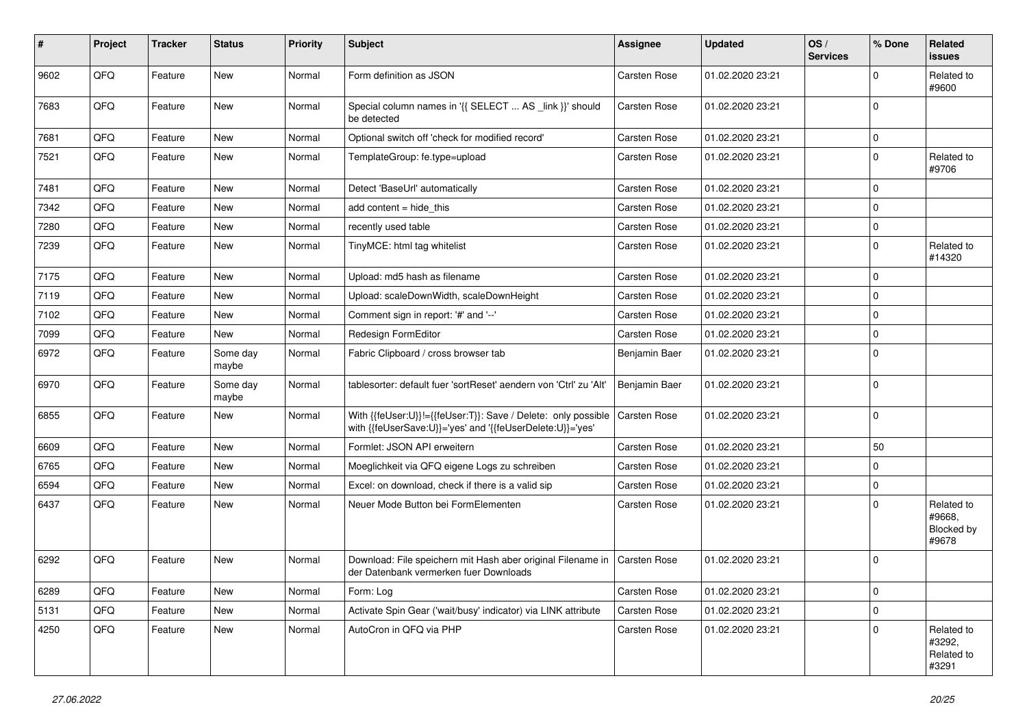| # | Project | Tracker | Status | Priority | Subject | Assignee | Updated | OS / Services | % Done | Related issues |
|---|---|---|---|---|---|---|---|---|---|---|
| 9602 | QFQ | Feature | New | Normal | Form definition as JSON | Carsten Rose | 01.02.2020 23:21 | | 0 | Related to #9600 |
| 7683 | QFQ | Feature | New | Normal | Special column names in '{{ SELECT ... AS _link }}' should be detected | Carsten Rose | 01.02.2020 23:21 | | 0 | |
| 7681 | QFQ | Feature | New | Normal | Optional switch off 'check for modified record' | Carsten Rose | 01.02.2020 23:21 | | 0 | |
| 7521 | QFQ | Feature | New | Normal | TemplateGroup: fe.type=upload | Carsten Rose | 01.02.2020 23:21 | | 0 | Related to #9706 |
| 7481 | QFQ | Feature | New | Normal | Detect 'BaseUrl' automatically | Carsten Rose | 01.02.2020 23:21 | | 0 | |
| 7342 | QFQ | Feature | New | Normal | add content = hide_this | Carsten Rose | 01.02.2020 23:21 | | 0 | |
| 7280 | QFQ | Feature | New | Normal | recently used table | Carsten Rose | 01.02.2020 23:21 | | 0 | |
| 7239 | QFQ | Feature | New | Normal | TinyMCE: html tag whitelist | Carsten Rose | 01.02.2020 23:21 | | 0 | Related to #14320 |
| 7175 | QFQ | Feature | New | Normal | Upload: md5 hash as filename | Carsten Rose | 01.02.2020 23:21 | | 0 | |
| 7119 | QFQ | Feature | New | Normal | Upload: scaleDownWidth, scaleDownHeight | Carsten Rose | 01.02.2020 23:21 | | 0 | |
| 7102 | QFQ | Feature | New | Normal | Comment sign in report: '#' and '--' | Carsten Rose | 01.02.2020 23:21 | | 0 | |
| 7099 | QFQ | Feature | New | Normal | Redesign FormEditor | Carsten Rose | 01.02.2020 23:21 | | 0 | |
| 6972 | QFQ | Feature | Some day maybe | Normal | Fabric Clipboard / cross browser tab | Benjamin Baer | 01.02.2020 23:21 | | 0 | |
| 6970 | QFQ | Feature | Some day maybe | Normal | tablesorter: default fuer 'sortReset' aendern von 'Ctrl' zu 'Alt' | Benjamin Baer | 01.02.2020 23:21 | | 0 | |
| 6855 | QFQ | Feature | New | Normal | With {{feUser:U}}!={{feUser:T}}: Save / Delete: only possible with {{feUserSave:U}}='yes' and '{{feUserDelete:U}}='yes' | Carsten Rose | 01.02.2020 23:21 | | 0 | |
| 6609 | QFQ | Feature | New | Normal | Formlet: JSON API erweitern | Carsten Rose | 01.02.2020 23:21 | | 50 | |
| 6765 | QFQ | Feature | New | Normal | Moeglichkeit via QFQ eigene Logs zu schreiben | Carsten Rose | 01.02.2020 23:21 | | 0 | |
| 6594 | QFQ | Feature | New | Normal | Excel: on download, check if there is a valid sip | Carsten Rose | 01.02.2020 23:21 | | 0 | |
| 6437 | QFQ | Feature | New | Normal | Neuer Mode Button bei FormElementen | Carsten Rose | 01.02.2020 23:21 | | 0 | Related to #9668, Blocked by #9678 |
| 6292 | QFQ | Feature | New | Normal | Download: File speichern mit Hash aber original Filename in der Datenbank vermerken fuer Downloads | Carsten Rose | 01.02.2020 23:21 | | 0 | |
| 6289 | QFQ | Feature | New | Normal | Form: Log | Carsten Rose | 01.02.2020 23:21 | | 0 | |
| 5131 | QFQ | Feature | New | Normal | Activate Spin Gear ('wait/busy' indicator) via LINK attribute | Carsten Rose | 01.02.2020 23:21 | | 0 | |
| 4250 | QFQ | Feature | New | Normal | AutoCron in QFQ via PHP | Carsten Rose | 01.02.2020 23:21 | | 0 | Related to #3292, Related to #3291 |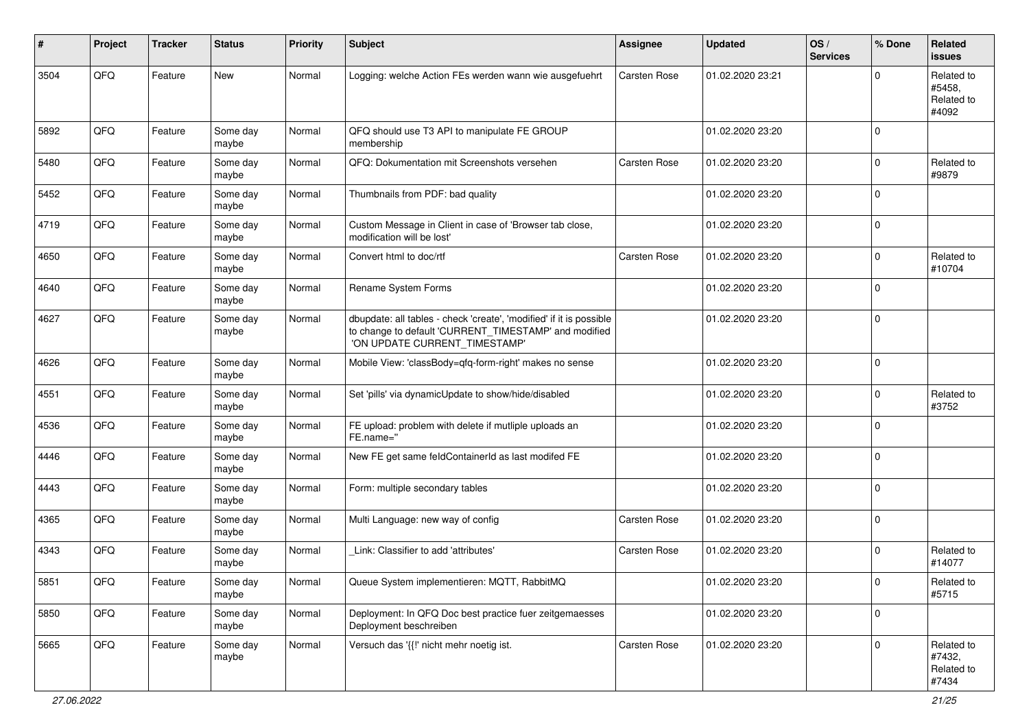| # | Project | Tracker | Status | Priority | Subject | Assignee | Updated | OS / Services | % Done | Related issues |
|---|---|---|---|---|---|---|---|---|---|---|
| 3504 | QFQ | Feature | New | Normal | Logging: welche Action FEs werden wann wie ausgefuehrt | Carsten Rose | 01.02.2020 23:21 | | 0 | Related to #5458, Related to #4092 |
| 5892 | QFQ | Feature | Some day maybe | Normal | QFQ should use T3 API to manipulate FE GROUP membership | | 01.02.2020 23:20 | | 0 | |
| 5480 | QFQ | Feature | Some day maybe | Normal | QFQ: Dokumentation mit Screenshots versehen | Carsten Rose | 01.02.2020 23:20 | | 0 | Related to #9879 |
| 5452 | QFQ | Feature | Some day maybe | Normal | Thumbnails from PDF: bad quality | | 01.02.2020 23:20 | | 0 | |
| 4719 | QFQ | Feature | Some day maybe | Normal | Custom Message in Client in case of 'Browser tab close, modification will be lost' | | 01.02.2020 23:20 | | 0 | |
| 4650 | QFQ | Feature | Some day maybe | Normal | Convert html to doc/rtf | Carsten Rose | 01.02.2020 23:20 | | 0 | Related to #10704 |
| 4640 | QFQ | Feature | Some day maybe | Normal | Rename System Forms | | 01.02.2020 23:20 | | 0 | |
| 4627 | QFQ | Feature | Some day maybe | Normal | dbupdate: all tables - check 'create', 'modified' if it is possible to change to default 'CURRENT_TIMESTAMP' and modified 'ON UPDATE CURRENT_TIMESTAMP' | | 01.02.2020 23:20 | | 0 | |
| 4626 | QFQ | Feature | Some day maybe | Normal | Mobile View: 'classBody=qfq-form-right' makes no sense | | 01.02.2020 23:20 | | 0 | |
| 4551 | QFQ | Feature | Some day maybe | Normal | Set 'pills' via dynamicUpdate to show/hide/disabled | | 01.02.2020 23:20 | | 0 | Related to #3752 |
| 4536 | QFQ | Feature | Some day maybe | Normal | FE upload: problem with delete if mutliple uploads an FE.name='' | | 01.02.2020 23:20 | | 0 | |
| 4446 | QFQ | Feature | Some day maybe | Normal | New FE get same feldContainerId as last modifed FE | | 01.02.2020 23:20 | | 0 | |
| 4443 | QFQ | Feature | Some day maybe | Normal | Form: multiple secondary tables | | 01.02.2020 23:20 | | 0 | |
| 4365 | QFQ | Feature | Some day maybe | Normal | Multi Language: new way of config | Carsten Rose | 01.02.2020 23:20 | | 0 | |
| 4343 | QFQ | Feature | Some day maybe | Normal | _Link: Classifier to add 'attributes' | Carsten Rose | 01.02.2020 23:20 | | 0 | Related to #14077 |
| 5851 | QFQ | Feature | Some day maybe | Normal | Queue System implementieren: MQTT, RabbitMQ | | 01.02.2020 23:20 | | 0 | Related to #5715 |
| 5850 | QFQ | Feature | Some day maybe | Normal | Deployment: In QFQ Doc best practice fuer zeitgemaesses Deployment beschreiben | | 01.02.2020 23:20 | | 0 | |
| 5665 | QFQ | Feature | Some day maybe | Normal | Versuch das '{{!' nicht mehr noetig ist. | Carsten Rose | 01.02.2020 23:20 | | 0 | Related to #7432, Related to #7434 |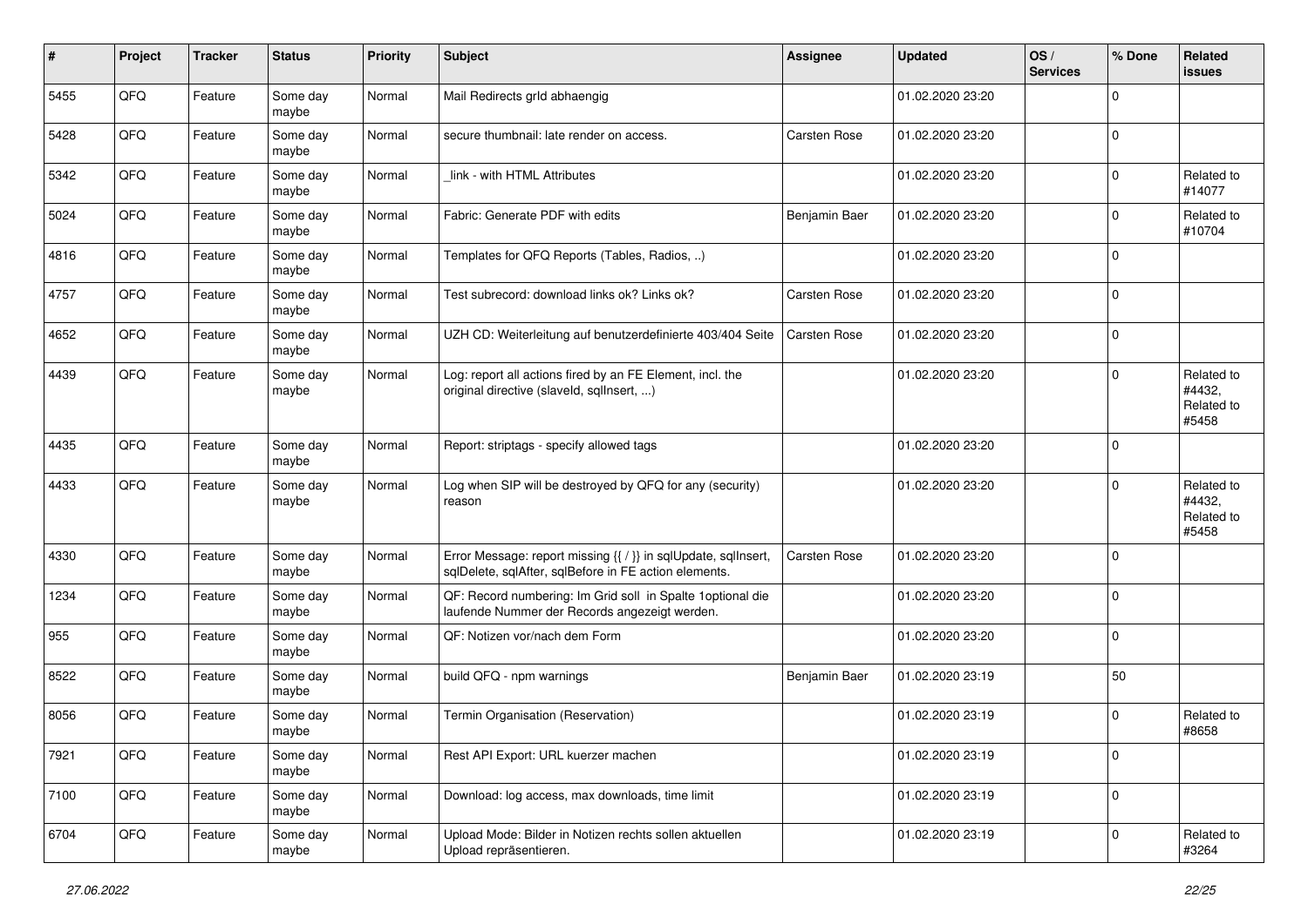| # | Project | Tracker | Status | Priority | Subject | Assignee | Updated | OS / Services | % Done | Related issues |
|---|---|---|---|---|---|---|---|---|---|---|
| 5455 | QFQ | Feature | Some day maybe | Normal | Mail Redirects grld abhaengig | | 01.02.2020 23:20 | | 0 | |
| 5428 | QFQ | Feature | Some day maybe | Normal | secure thumbnail: late render on access. | Carsten Rose | 01.02.2020 23:20 | | 0 | |
| 5342 | QFQ | Feature | Some day maybe | Normal | _link - with HTML Attributes | | 01.02.2020 23:20 | | 0 | Related to #14077 |
| 5024 | QFQ | Feature | Some day maybe | Normal | Fabric: Generate PDF with edits | Benjamin Baer | 01.02.2020 23:20 | | 0 | Related to #10704 |
| 4816 | QFQ | Feature | Some day maybe | Normal | Templates for QFQ Reports (Tables, Radios, ..) | | 01.02.2020 23:20 | | 0 | |
| 4757 | QFQ | Feature | Some day maybe | Normal | Test subrecord: download links ok? Links ok? | Carsten Rose | 01.02.2020 23:20 | | 0 | |
| 4652 | QFQ | Feature | Some day maybe | Normal | UZH CD: Weiterleitung auf benutzerdefinierte 403/404 Seite | Carsten Rose | 01.02.2020 23:20 | | 0 | |
| 4439 | QFQ | Feature | Some day maybe | Normal | Log: report all actions fired by an FE Element, incl. the original directive (slaveId, sqlInsert, ...) | | 01.02.2020 23:20 | | 0 | Related to #4432, Related to #5458 |
| 4435 | QFQ | Feature | Some day maybe | Normal | Report: striptags - specify allowed tags | | 01.02.2020 23:20 | | 0 | |
| 4433 | QFQ | Feature | Some day maybe | Normal | Log when SIP will be destroyed by QFQ for any (security) reason | | 01.02.2020 23:20 | | 0 | Related to #4432, Related to #5458 |
| 4330 | QFQ | Feature | Some day maybe | Normal | Error Message: report missing {{ / }} in sqlUpdate, sqlInsert, sqlDelete, sqlAfter, sqlBefore in FE action elements. | Carsten Rose | 01.02.2020 23:20 | | 0 | |
| 1234 | QFQ | Feature | Some day maybe | Normal | QF: Record numbering: Im Grid soll in Spalte 1optional die laufende Nummer der Records angezeigt werden. | | 01.02.2020 23:20 | | 0 | |
| 955 | QFQ | Feature | Some day maybe | Normal | QF: Notizen vor/nach dem Form | | 01.02.2020 23:20 | | 0 | |
| 8522 | QFQ | Feature | Some day maybe | Normal | build QFQ - npm warnings | Benjamin Baer | 01.02.2020 23:19 | | 50 | |
| 8056 | QFQ | Feature | Some day maybe | Normal | Termin Organisation (Reservation) | | 01.02.2020 23:19 | | 0 | Related to #8658 |
| 7921 | QFQ | Feature | Some day maybe | Normal | Rest API Export: URL kuerzer machen | | 01.02.2020 23:19 | | 0 | |
| 7100 | QFQ | Feature | Some day maybe | Normal | Download: log access, max downloads, time limit | | 01.02.2020 23:19 | | 0 | |
| 6704 | QFQ | Feature | Some day maybe | Normal | Upload Mode: Bilder in Notizen rechts sollen aktuellen Upload repräsentieren. | | 01.02.2020 23:19 | | 0 | Related to #3264 |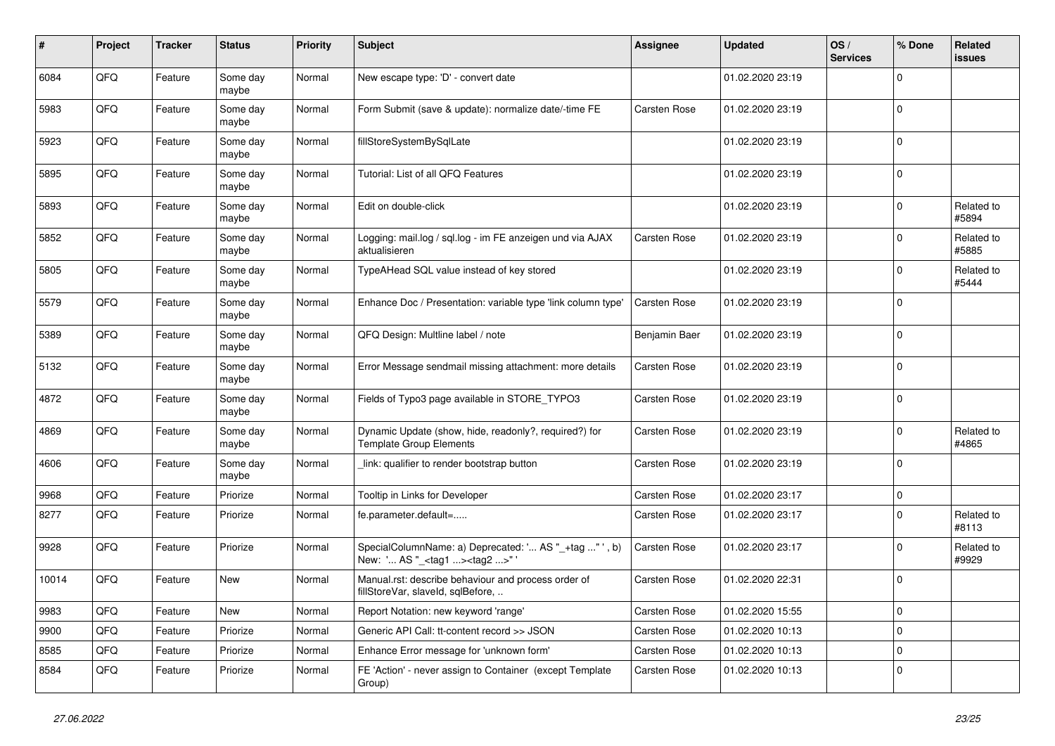| # | Project | Tracker | Status | Priority | Subject | Assignee | Updated | OS / Services | % Done | Related issues |
|---|---|---|---|---|---|---|---|---|---|---|
| 6084 | QFQ | Feature | Some day maybe | Normal | New escape type: 'D' - convert date | | 01.02.2020 23:19 | | 0 | |
| 5983 | QFQ | Feature | Some day maybe | Normal | Form Submit (save & update): normalize date/-time FE | Carsten Rose | 01.02.2020 23:19 | | 0 | |
| 5923 | QFQ | Feature | Some day maybe | Normal | fillStoreSystemBySqlLate | | 01.02.2020 23:19 | | 0 | |
| 5895 | QFQ | Feature | Some day maybe | Normal | Tutorial: List of all QFQ Features | | 01.02.2020 23:19 | | 0 | |
| 5893 | QFQ | Feature | Some day maybe | Normal | Edit on double-click | | 01.02.2020 23:19 | | 0 | Related to #5894 |
| 5852 | QFQ | Feature | Some day maybe | Normal | Logging: mail.log / sql.log - im FE anzeigen und via AJAX aktualisieren | Carsten Rose | 01.02.2020 23:19 | | 0 | Related to #5885 |
| 5805 | QFQ | Feature | Some day maybe | Normal | TypeAHead SQL value instead of key stored | | 01.02.2020 23:19 | | 0 | Related to #5444 |
| 5579 | QFQ | Feature | Some day maybe | Normal | Enhance Doc / Presentation: variable type 'link column type' | Carsten Rose | 01.02.2020 23:19 | | 0 | |
| 5389 | QFQ | Feature | Some day maybe | Normal | QFQ Design: Multline label / note | Benjamin Baer | 01.02.2020 23:19 | | 0 | |
| 5132 | QFQ | Feature | Some day maybe | Normal | Error Message sendmail missing attachment: more details | Carsten Rose | 01.02.2020 23:19 | | 0 | |
| 4872 | QFQ | Feature | Some day maybe | Normal | Fields of Typo3 page available in STORE_TYPO3 | Carsten Rose | 01.02.2020 23:19 | | 0 | |
| 4869 | QFQ | Feature | Some day maybe | Normal | Dynamic Update (show, hide, readonly?, required?) for Template Group Elements | Carsten Rose | 01.02.2020 23:19 | | 0 | Related to #4865 |
| 4606 | QFQ | Feature | Some day maybe | Normal | _link: qualifier to render bootstrap button | Carsten Rose | 01.02.2020 23:19 | | 0 | |
| 9968 | QFQ | Feature | Priorize | Normal | Tooltip in Links for Developer | Carsten Rose | 01.02.2020 23:17 | | 0 | |
| 8277 | QFQ | Feature | Priorize | Normal | fe.parameter.default=..... | Carsten Rose | 01.02.2020 23:17 | | 0 | Related to #8113 |
| 9928 | QFQ | Feature | Priorize | Normal | SpecialColumnName: a) Deprecated: '... AS "_+tag ..." ', b) New: '... AS "_<tag1 ...><tag2 ...>" ' | Carsten Rose | 01.02.2020 23:17 | | 0 | Related to #9929 |
| 10014 | QFQ | Feature | New | Normal | Manual.rst: describe behaviour and process order of fillStoreVar, slaveId, sqlBefore, .. | Carsten Rose | 01.02.2020 22:31 | | 0 | |
| 9983 | QFQ | Feature | New | Normal | Report Notation: new keyword 'range' | Carsten Rose | 01.02.2020 15:55 | | 0 | |
| 9900 | QFQ | Feature | Priorize | Normal | Generic API Call: tt-content record >> JSON | Carsten Rose | 01.02.2020 10:13 | | 0 | |
| 8585 | QFQ | Feature | Priorize | Normal | Enhance Error message for 'unknown form' | Carsten Rose | 01.02.2020 10:13 | | 0 | |
| 8584 | QFQ | Feature | Priorize | Normal | FE 'Action' - never assign to Container (except Template Group) | Carsten Rose | 01.02.2020 10:13 | | 0 | |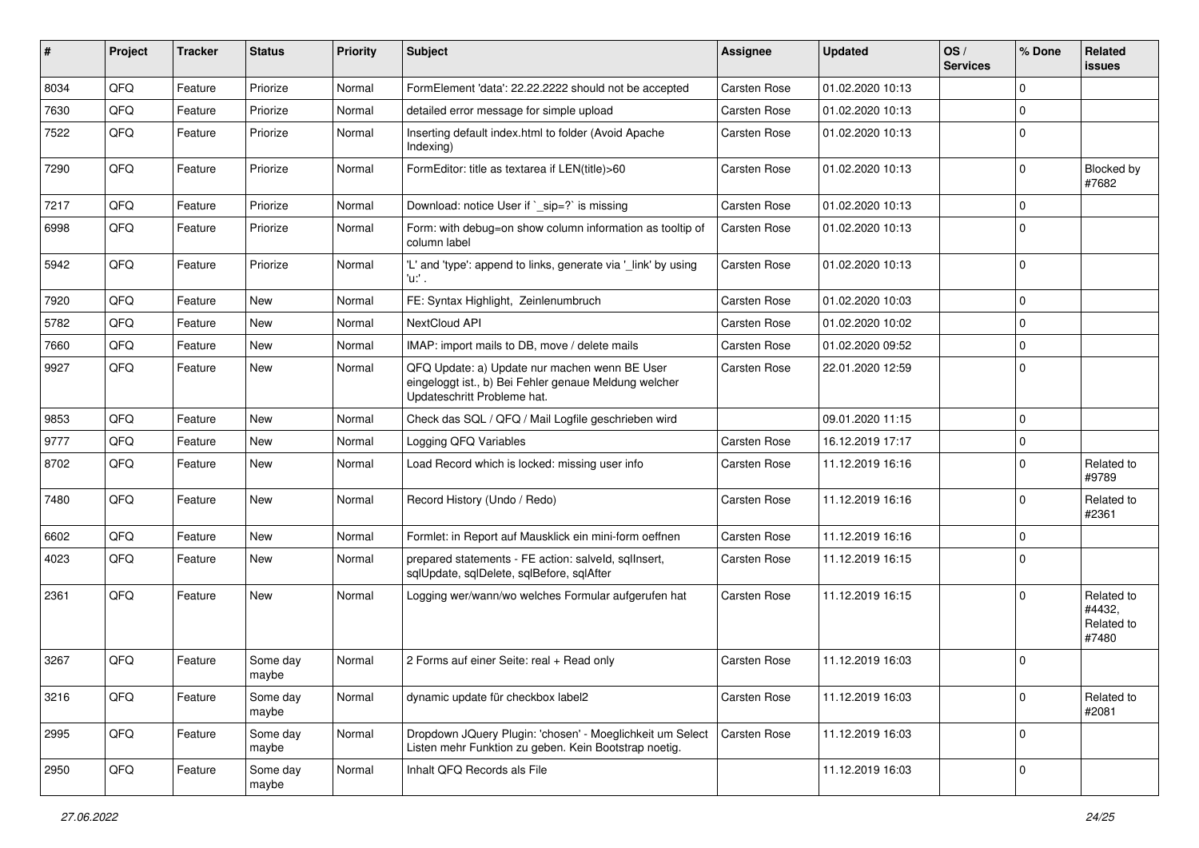| # | Project | Tracker | Status | Priority | Subject | Assignee | Updated | OS / Services | % Done | Related issues |
|---|---|---|---|---|---|---|---|---|---|---|
| 8034 | QFQ | Feature | Priorize | Normal | FormElement 'data': 22.22.2222 should not be accepted | Carsten Rose | 01.02.2020 10:13 | | 0 | |
| 7630 | QFQ | Feature | Priorize | Normal | detailed error message for simple upload | Carsten Rose | 01.02.2020 10:13 | | 0 | |
| 7522 | QFQ | Feature | Priorize | Normal | Inserting default index.html to folder (Avoid Apache Indexing) | Carsten Rose | 01.02.2020 10:13 | | 0 | |
| 7290 | QFQ | Feature | Priorize | Normal | FormEditor: title as textarea if LEN(title)>60 | Carsten Rose | 01.02.2020 10:13 | | 0 | Blocked by #7682 |
| 7217 | QFQ | Feature | Priorize | Normal | Download: notice User if `_sip=?` is missing | Carsten Rose | 01.02.2020 10:13 | | 0 | |
| 6998 | QFQ | Feature | Priorize | Normal | Form: with debug=on show column information as tooltip of column label | Carsten Rose | 01.02.2020 10:13 | | 0 | |
| 5942 | QFQ | Feature | Priorize | Normal | 'L' and 'type': append to links, generate via '_link' by using 'u:' . | Carsten Rose | 01.02.2020 10:13 | | 0 | |
| 7920 | QFQ | Feature | New | Normal | FE: Syntax Highlight, Zeinlenumbruch | Carsten Rose | 01.02.2020 10:03 | | 0 | |
| 5782 | QFQ | Feature | New | Normal | NextCloud API | Carsten Rose | 01.02.2020 10:02 | | 0 | |
| 7660 | QFQ | Feature | New | Normal | IMAP: import mails to DB, move / delete mails | Carsten Rose | 01.02.2020 09:52 | | 0 | |
| 9927 | QFQ | Feature | New | Normal | QFQ Update: a) Update nur machen wenn BE User eingeloggt ist., b) Bei Fehler genaue Meldung welcher Updateschritt Probleme hat. | Carsten Rose | 22.01.2020 12:59 | | 0 | |
| 9853 | QFQ | Feature | New | Normal | Check das SQL / QFQ / Mail Logfile geschrieben wird | | 09.01.2020 11:15 | | 0 | |
| 9777 | QFQ | Feature | New | Normal | Logging QFQ Variables | Carsten Rose | 16.12.2019 17:17 | | 0 | |
| 8702 | QFQ | Feature | New | Normal | Load Record which is locked: missing user info | Carsten Rose | 11.12.2019 16:16 | | 0 | Related to #9789 |
| 7480 | QFQ | Feature | New | Normal | Record History (Undo / Redo) | Carsten Rose | 11.12.2019 16:16 | | 0 | Related to #2361 |
| 6602 | QFQ | Feature | New | Normal | Formlet: in Report auf Mausklick ein mini-form oeffnen | Carsten Rose | 11.12.2019 16:16 | | 0 | |
| 4023 | QFQ | Feature | New | Normal | prepared statements - FE action: salveld, sqlInsert, sqlUpdate, sqlDelete, sqlBefore, sqlAfter | Carsten Rose | 11.12.2019 16:15 | | 0 | |
| 2361 | QFQ | Feature | New | Normal | Logging wer/wann/wo welches Formular aufgerufen hat | Carsten Rose | 11.12.2019 16:15 | | 0 | Related to #4432, Related to #7480 |
| 3267 | QFQ | Feature | Some day maybe | Normal | 2 Forms auf einer Seite: real + Read only | Carsten Rose | 11.12.2019 16:03 | | 0 | |
| 3216 | QFQ | Feature | Some day maybe | Normal | dynamic update für checkbox label2 | Carsten Rose | 11.12.2019 16:03 | | 0 | Related to #2081 |
| 2995 | QFQ | Feature | Some day maybe | Normal | Dropdown JQuery Plugin: 'chosen' - Moeglichkeit um Select Listen mehr Funktion zu geben. Kein Bootstrap noetig. | Carsten Rose | 11.12.2019 16:03 | | 0 | |
| 2950 | QFQ | Feature | Some day maybe | Normal | Inhalt QFQ Records als File | | 11.12.2019 16:03 | | 0 | |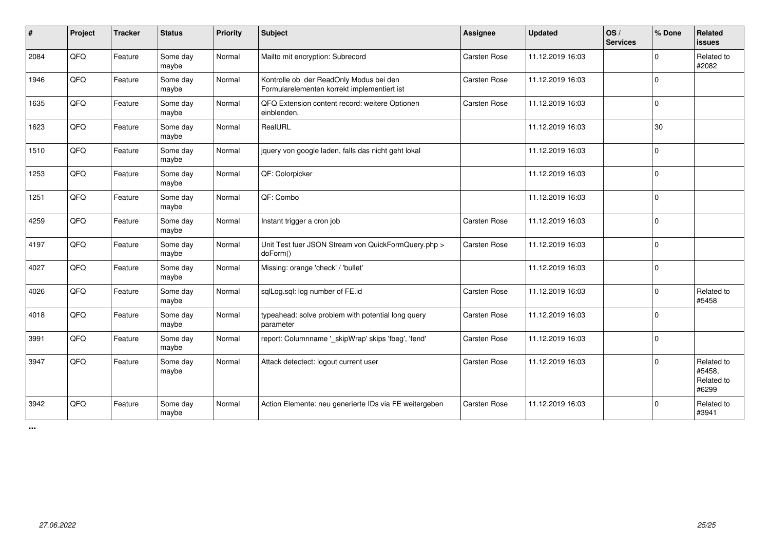| # | Project | Tracker | Status | Priority | Subject | Assignee | Updated | OS / Services | % Done | Related issues |
|---|---|---|---|---|---|---|---|---|---|---|
| 2084 | QFQ | Feature | Some day maybe | Normal | Mailto mit encryption: Subrecord | Carsten Rose | 11.12.2019 16:03 | | 0 | Related to #2082 |
| 1946 | QFQ | Feature | Some day maybe | Normal | Kontrolle ob der ReadOnly Modus bei den Formularelementen korrekt implementiert ist | Carsten Rose | 11.12.2019 16:03 | | 0 | |
| 1635 | QFQ | Feature | Some day maybe | Normal | QFQ Extension content record: weitere Optionen einblenden. | Carsten Rose | 11.12.2019 16:03 | | 0 | |
| 1623 | QFQ | Feature | Some day maybe | Normal | RealURL | | 11.12.2019 16:03 | | 30 | |
| 1510 | QFQ | Feature | Some day maybe | Normal | jquery von google laden, falls das nicht geht lokal | | 11.12.2019 16:03 | | 0 | |
| 1253 | QFQ | Feature | Some day maybe | Normal | QF: Colorpicker | | 11.12.2019 16:03 | | 0 | |
| 1251 | QFQ | Feature | Some day maybe | Normal | QF: Combo | | 11.12.2019 16:03 | | 0 | |
| 4259 | QFQ | Feature | Some day maybe | Normal | Instant trigger a cron job | Carsten Rose | 11.12.2019 16:03 | | 0 | |
| 4197 | QFQ | Feature | Some day maybe | Normal | Unit Test fuer JSON Stream von QuickFormQuery.php > doForm() | Carsten Rose | 11.12.2019 16:03 | | 0 | |
| 4027 | QFQ | Feature | Some day maybe | Normal | Missing: orange 'check' / 'bullet' | | 11.12.2019 16:03 | | 0 | |
| 4026 | QFQ | Feature | Some day maybe | Normal | sqlLog.sql: log number of FE.id | Carsten Rose | 11.12.2019 16:03 | | 0 | Related to #5458 |
| 4018 | QFQ | Feature | Some day maybe | Normal | typeahead: solve problem with potential long query parameter | Carsten Rose | 11.12.2019 16:03 | | 0 | |
| 3991 | QFQ | Feature | Some day maybe | Normal | report: Columnname '_skipWrap' skips 'fbeg', 'fend' | Carsten Rose | 11.12.2019 16:03 | | 0 | |
| 3947 | QFQ | Feature | Some day maybe | Normal | Attack detectect: logout current user | Carsten Rose | 11.12.2019 16:03 | | 0 | Related to #5458, Related to #6299 |
| 3942 | QFQ | Feature | Some day maybe | Normal | Action Elemente: neu generierte IDs via FE weitergeben | Carsten Rose | 11.12.2019 16:03 | | 0 | Related to #3941 |

...